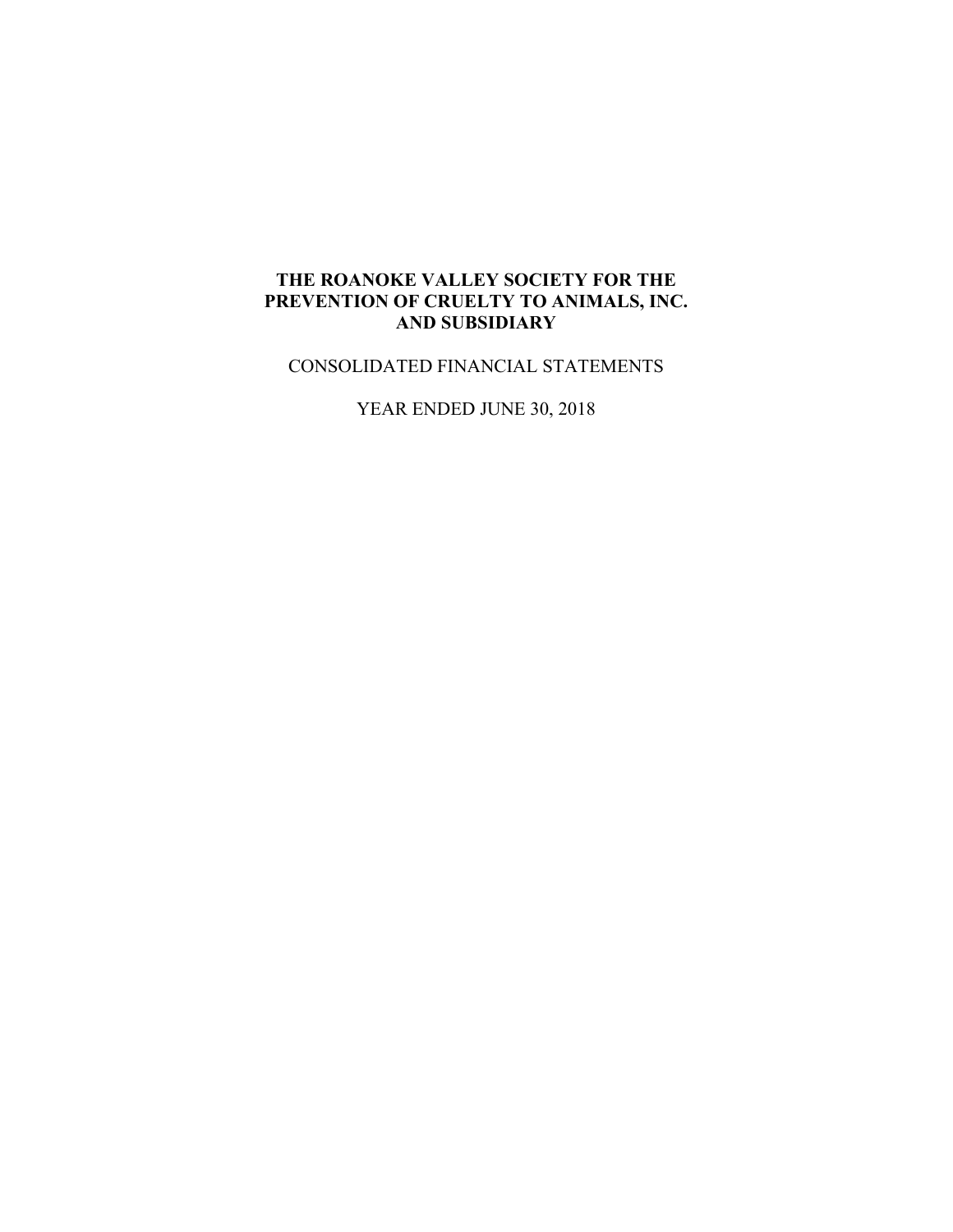# THE ROANOKE VALLEY SOCIETY FOR THE PREVENTION OF CRUELTY TO ANIMALS, INC. AND SUBSIDIARY

CONSOLIDATED FINANCIAL STATEMENTS

YEAR ENDED JUNE 30, 2018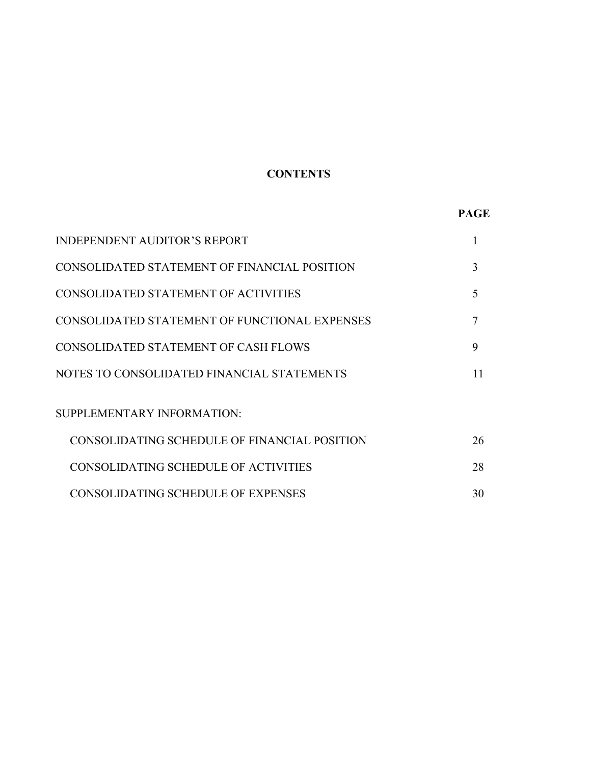# CONTENTS

| | PAGE |
| --- | --- |
| INDEPENDENT AUDITOR'S REPORT | 1 |
| CONSOLIDATED STATEMENT OF FINANCIAL POSITION | 3 |
| CONSOLIDATED STATEMENT OF ACTIVITIES | 5 |
| CONSOLIDATED STATEMENT OF FUNCTIONAL EXPENSES | 7 |
| CONSOLIDATED STATEMENT OF CASH FLOWS | 9 |
| NOTES TO CONSOLIDATED FINANCIAL STATEMENTS | 11 |
| SUPPLEMENTARY INFORMATION: | |
| CONSOLIDATING SCHEDULE OF FINANCIAL POSITION | 26 |
| CONSOLIDATING SCHEDULE OF ACTIVITIES | 28 |
| CONSOLIDATING SCHEDULE OF EXPENSES | 30 |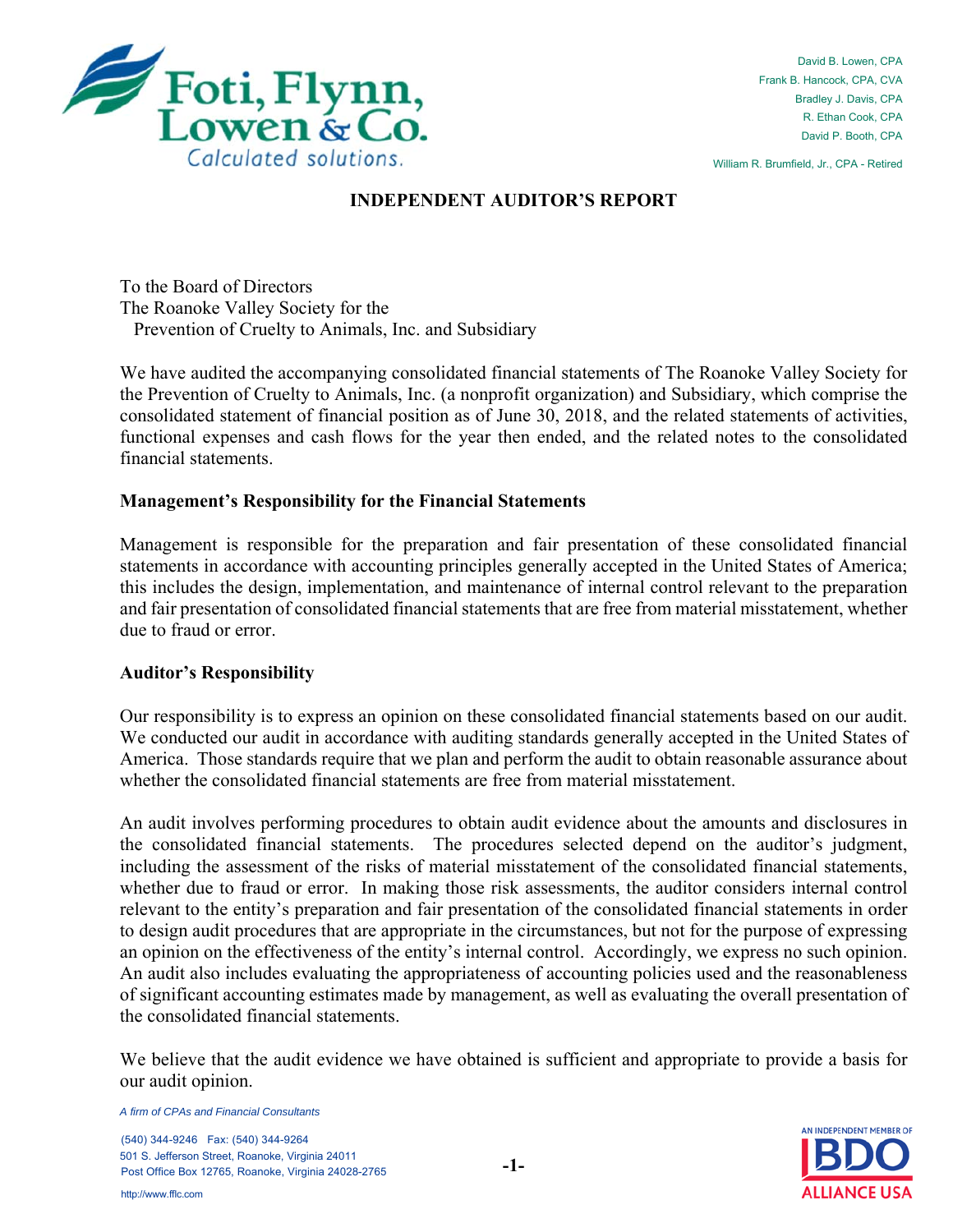Foti, Flynn, Lowen & Co.
Calculated solutions.

David B. Lowen, CPA
Frank B. Hancock, CPA, CVA
Bradley J. Davis, CPA
R. Ethan Cook, CPA
David P. Booth, CPA

William R. Brumfield, Jr., CPA - Retired

# INDEPENDENT AUDITOR'S REPORT

To the Board of Directors
The Roanoke Valley Society for the
Prevention of Cruelty to Animals, Inc. and Subsidiary

We have audited the accompanying consolidated financial statements of The Roanoke Valley Society for the Prevention of Cruelty to Animals, Inc. (a nonprofit organization) and Subsidiary, which comprise the consolidated statement of financial position as of June 30, 2018, and the related statements of activities, functional expenses and cash flows for the year then ended, and the related notes to the consolidated financial statements.

## Management's Responsibility for the Financial Statements

Management is responsible for the preparation and fair presentation of these consolidated financial statements in accordance with accounting principles generally accepted in the United States of America; this includes the design, implementation, and maintenance of internal control relevant to the preparation and fair presentation of consolidated financial statements that are free from material misstatement, whether due to fraud or error.

## Auditor's Responsibility

Our responsibility is to express an opinion on these consolidated financial statements based on our audit. We conducted our audit in accordance with auditing standards generally accepted in the United States of America. Those standards require that we plan and perform the audit to obtain reasonable assurance about whether the consolidated financial statements are free from material misstatement.

An audit involves performing procedures to obtain audit evidence about the amounts and disclosures in the consolidated financial statements. The procedures selected depend on the auditor's judgment, including the assessment of the risks of material misstatement of the consolidated financial statements, whether due to fraud or error. In making those risk assessments, the auditor considers internal control relevant to the entity's preparation and fair presentation of the consolidated financial statements in order to design audit procedures that are appropriate in the circumstances, but not for the purpose of expressing an opinion on the effectiveness of the entity's internal control. Accordingly, we express no such opinion. An audit also includes evaluating the appropriateness of accounting policies used and the reasonableness of significant accounting estimates made by management, as well as evaluating the overall presentation of the consolidated financial statements.

We believe that the audit evidence we have obtained is sufficient and appropriate to provide a basis for our audit opinion.

*A firm of CPAs and Financial Consultants*

(540) 344-9246 Fax: (540) 344-9264
501 S. Jefferson Street, Roanoke, Virginia 24011
Post Office Box 12765, Roanoke, Virginia 24028-2765

http://www.fflc.com

AN INDEPENDENT MEMBER OF BDO ALLIANCE USA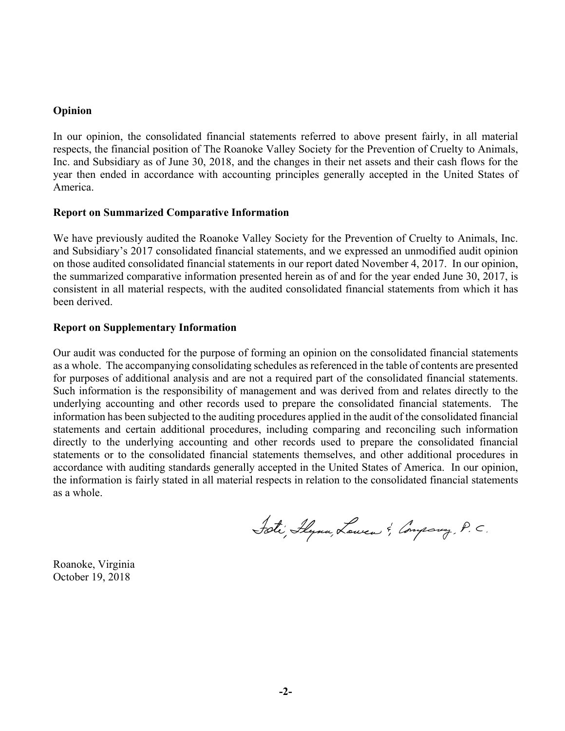**Opinion**

In our opinion, the consolidated financial statements referred to above present fairly, in all material respects, the financial position of The Roanoke Valley Society for the Prevention of Cruelty to Animals, Inc. and Subsidiary as of June 30, 2018, and the changes in their net assets and their cash flows for the year then ended in accordance with accounting principles generally accepted in the United States of America.

**Report on Summarized Comparative Information**

We have previously audited the Roanoke Valley Society for the Prevention of Cruelty to Animals, Inc. and Subsidiary's 2017 consolidated financial statements, and we expressed an unmodified audit opinion on those audited consolidated financial statements in our report dated November 4, 2017. In our opinion, the summarized comparative information presented herein as of and for the year ended June 30, 2017, is consistent in all material respects, with the audited consolidated financial statements from which it has been derived.

**Report on Supplementary Information**

Our audit was conducted for the purpose of forming an opinion on the consolidated financial statements as a whole. The accompanying consolidating schedules as referenced in the table of contents are presented for purposes of additional analysis and are not a required part of the consolidated financial statements. Such information is the responsibility of management and was derived from and relates directly to the underlying accounting and other records used to prepare the consolidated financial statements. The information has been subjected to the auditing procedures applied in the audit of the consolidated financial statements and certain additional procedures, including comparing and reconciling such information directly to the underlying accounting and other records used to prepare the consolidated financial statements or to the consolidated financial statements themselves, and other additional procedures in accordance with auditing standards generally accepted in the United States of America. In our opinion, the information is fairly stated in all material respects in relation to the consolidated financial statements as a whole.

Foti, Flynn, Lowen & Company, P.C.

Roanoke, Virginia
October 19, 2018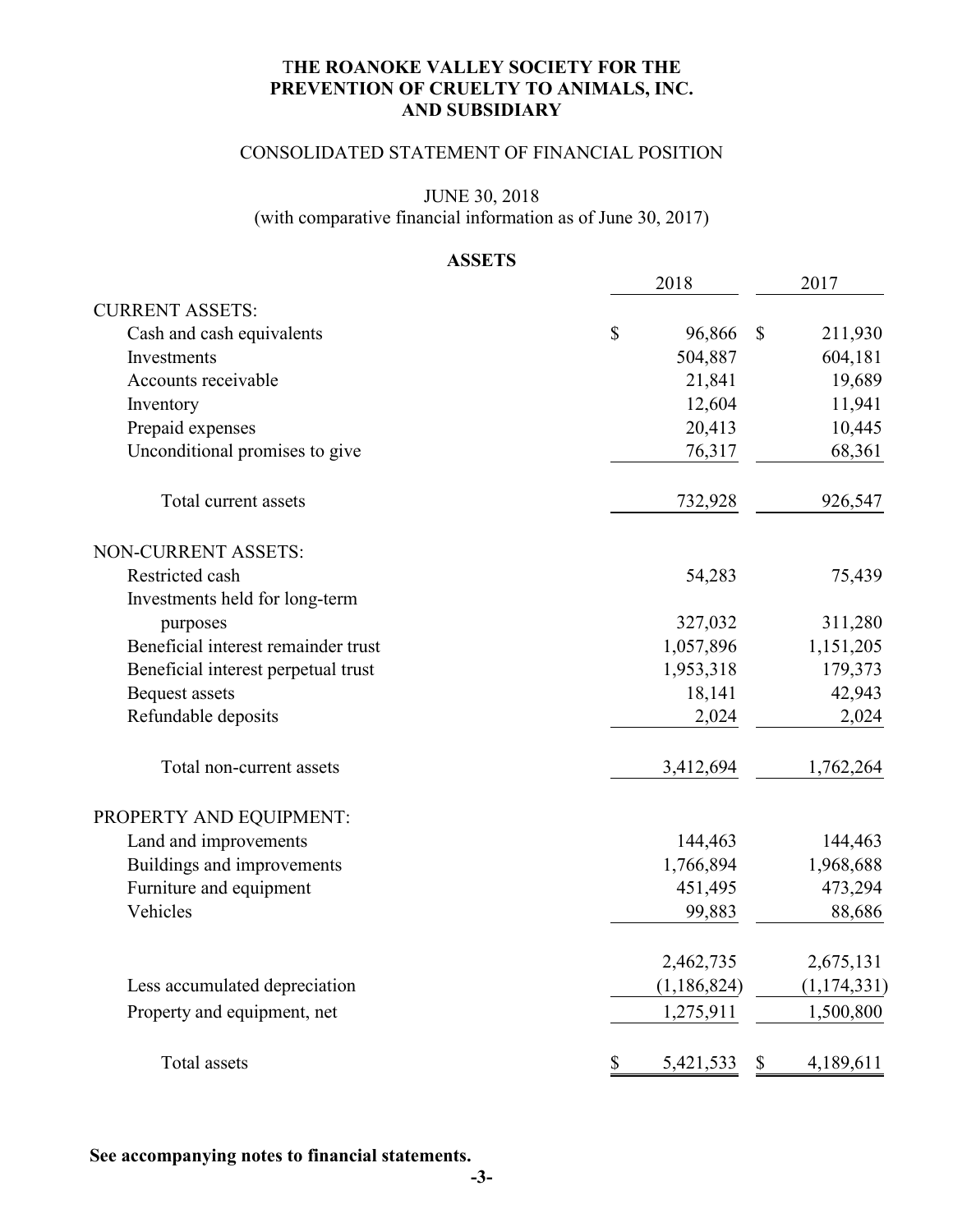# THE ROANOKE VALLEY SOCIETY FOR THE PREVENTION OF CRUELTY TO ANIMALS, INC. AND SUBSIDIARY

## CONSOLIDATED STATEMENT OF FINANCIAL POSITION

JUNE 30, 2018
(with comparative financial information as of June 30, 2017)

### ASSETS

| | 2018 | 2017 |
|---|---|---|
| CURRENT ASSETS: | | |
| Cash and cash equivalents | $ 96,866 | $ 211,930 |
| Investments | 504,887 | 604,181 |
| Accounts receivable | 21,841 | 19,689 |
| Inventory | 12,604 | 11,941 |
| Prepaid expenses | 20,413 | 10,445 |
| Unconditional promises to give | 76,317 | 68,361 |
| Total current assets | 732,928 | 926,547 |
| NON-CURRENT ASSETS: | | |
| Restricted cash | 54,283 | 75,439 |
| Investments held for long-term purposes | 327,032 | 311,280 |
| Beneficial interest remainder trust | 1,057,896 | 1,151,205 |
| Beneficial interest perpetual trust | 1,953,318 | 179,373 |
| Bequest assets | 18,141 | 42,943 |
| Refundable deposits | 2,024 | 2,024 |
| Total non-current assets | 3,412,694 | 1,762,264 |
| PROPERTY AND EQUIPMENT: | | |
| Land and improvements | 144,463 | 144,463 |
| Buildings and improvements | 1,766,894 | 1,968,688 |
| Furniture and equipment | 451,495 | 473,294 |
| Vehicles | 99,883 | 88,686 |
| | 2,462,735 | 2,675,131 |
| Less accumulated depreciation | (1,186,824) | (1,174,331) |
| Property and equipment, net | 1,275,911 | 1,500,800 |
| Total assets | $ 5,421,533 | $ 4,189,611 |

**See accompanying notes to financial statements.**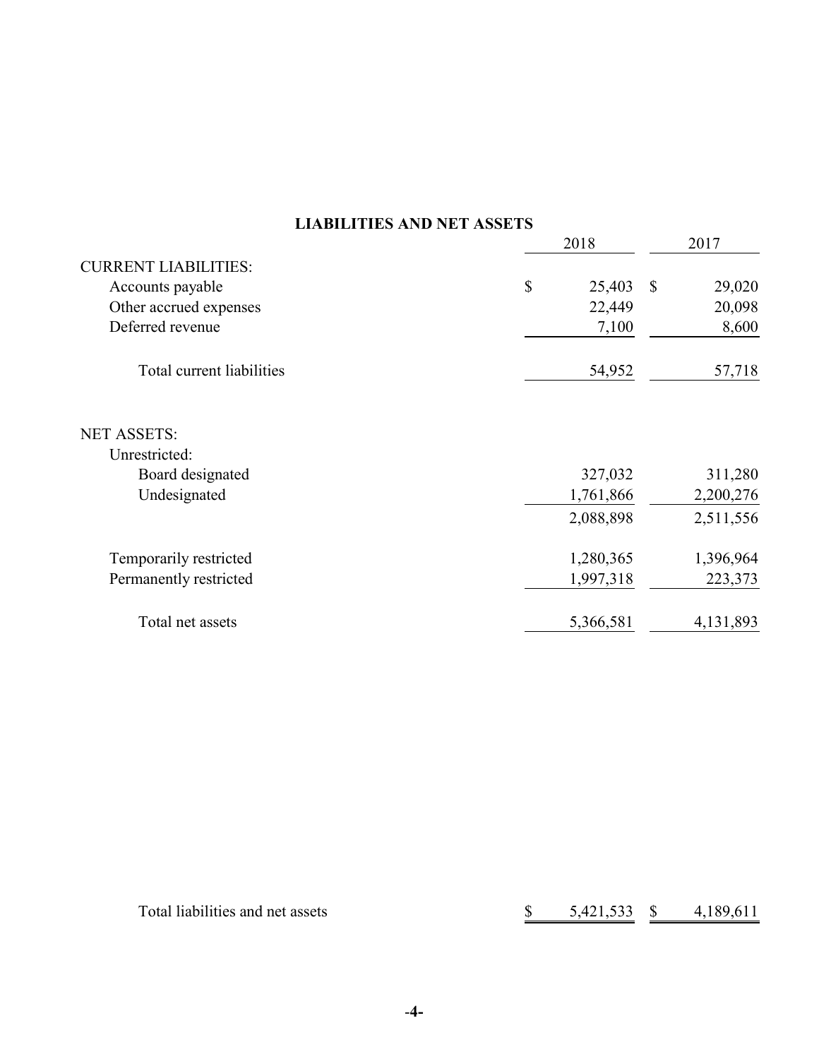## LIABILITIES AND NET ASSETS

| | 2018 | 2017 |
|---|---|---|
| CURRENT LIABILITIES: | | |
| Accounts payable | $ 25,403 | $ 29,020 |
| Other accrued expenses | 22,449 | 20,098 |
| Deferred revenue | 7,100 | 8,600 |
| Total current liabilities | 54,952 | 57,718 |
| NET ASSETS: | | |
| Unrestricted: | | |
| Board designated | 327,032 | 311,280 |
| Undesignated | 1,761,866 | 2,200,276 |
| | 2,088,898 | 2,511,556 |
| Temporarily restricted | 1,280,365 | 1,396,964 |
| Permanently restricted | 1,997,318 | 223,373 |
| Total net assets | 5,366,581 | 4,131,893 |
| Total liabilities and net assets | $ 5,421,533 | $ 4,189,611 |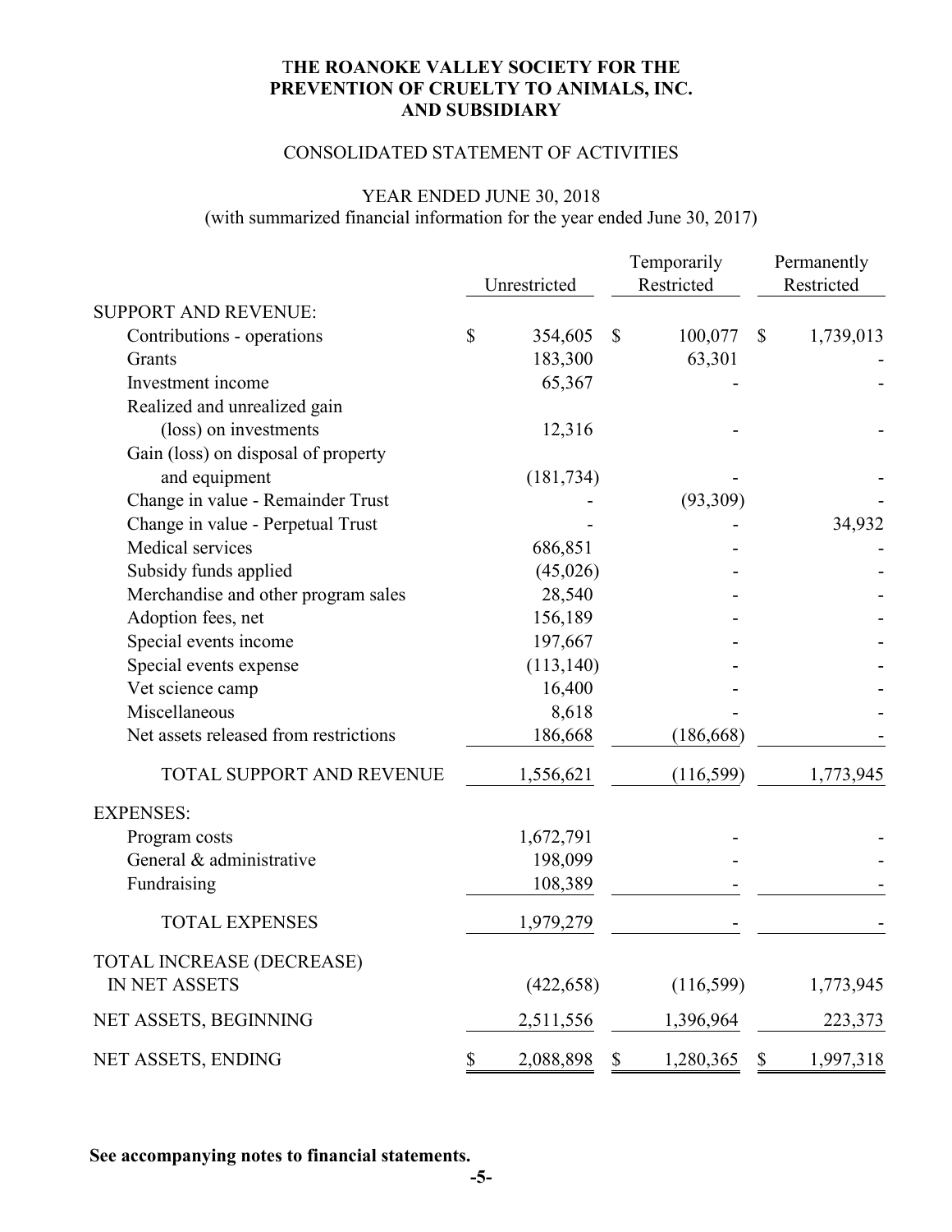**THE ROANOKE VALLEY SOCIETY FOR THE PREVENTION OF CRUELTY TO ANIMALS, INC. AND SUBSIDIARY**

CONSOLIDATED STATEMENT OF ACTIVITIES

YEAR ENDED JUNE 30, 2018
(with summarized financial information for the year ended June 30, 2017)

| | Unrestricted | Temporarily Restricted | Permanently Restricted |
|---|---|---|---|
| SUPPORT AND REVENUE: | | | |
| Contributions - operations | $ 354,605 | $ 100,077 | $ 1,739,013 |
| Grants | 183,300 | 63,301 | - |
| Investment income | 65,367 | - | - |
| Realized and unrealized gain (loss) on investments | 12,316 | - | - |
| Gain (loss) on disposal of property and equipment | (181,734) | - | - |
| Change in value - Remainder Trust | - | (93,309) | - |
| Change in value - Perpetual Trust | - | - | 34,932 |
| Medical services | 686,851 | - | - |
| Subsidy funds applied | (45,026) | - | - |
| Merchandise and other program sales | 28,540 | - | - |
| Adoption fees, net | 156,189 | - | - |
| Special events income | 197,667 | - | - |
| Special events expense | (113,140) | - | - |
| Vet science camp | 16,400 | - | - |
| Miscellaneous | 8,618 | - | - |
| Net assets released from restrictions | 186,668 | (186,668) | - |
| TOTAL SUPPORT AND REVENUE | 1,556,621 | (116,599) | 1,773,945 |
| EXPENSES: | | | |
| Program costs | 1,672,791 | - | - |
| General & administrative | 198,099 | - | - |
| Fundraising | 108,389 | - | - |
| TOTAL EXPENSES | 1,979,279 | - | - |
| TOTAL INCREASE (DECREASE) IN NET ASSETS | (422,658) | (116,599) | 1,773,945 |
| NET ASSETS, BEGINNING | 2,511,556 | 1,396,964 | 223,373 |
| NET ASSETS, ENDING | $ 2,088,898 | $ 1,280,365 | $ 1,997,318 |

**See accompanying notes to financial statements.**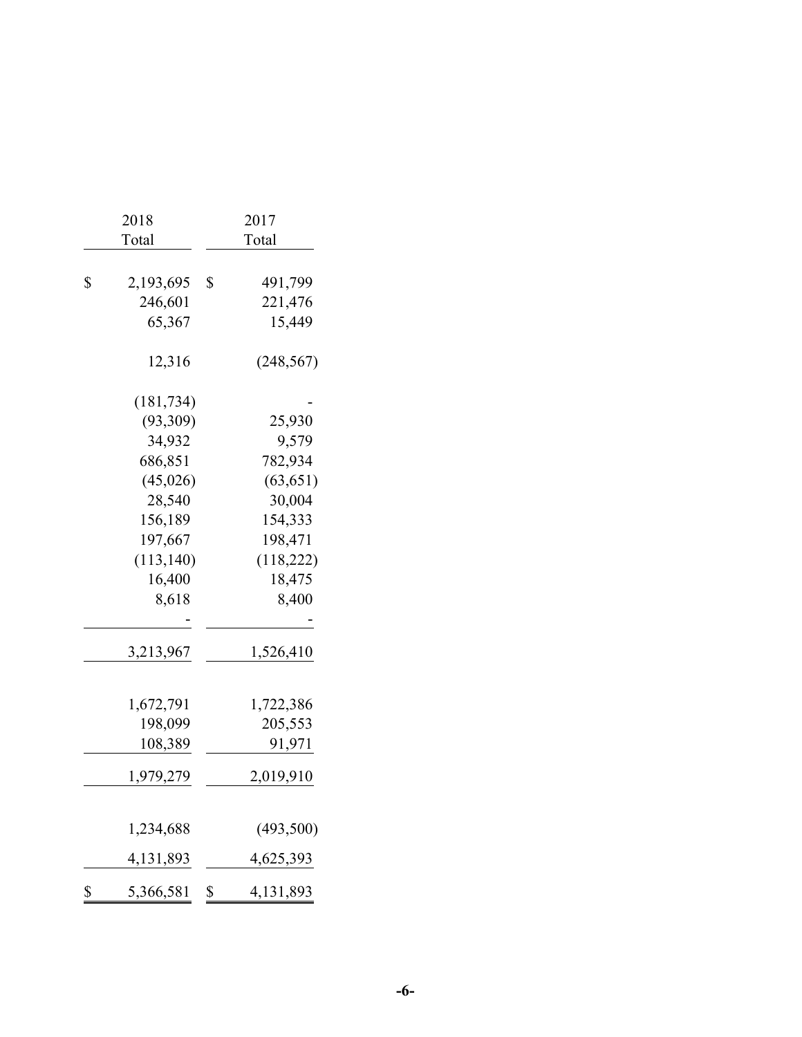| 2018 Total | 2017 Total |
|---|---|
| $ 2,193,695 | $ 491,799 |
| 246,601 | 221,476 |
| 65,367 | 15,449 |
| | |
| 12,316 | (248,567) |
| | |
| (181,734) | - |
| (93,309) | 25,930 |
| 34,932 | 9,579 |
| 686,851 | 782,934 |
| (45,026) | (63,651) |
| 28,540 | 30,004 |
| 156,189 | 154,333 |
| 197,667 | 198,471 |
| (113,140) | (118,222) |
| 16,400 | 18,475 |
| 8,618 | 8,400 |
| - | - |
| 3,213,967 | 1,526,410 |
| | |
| 1,672,791 | 1,722,386 |
| 198,099 | 205,553 |
| 108,389 | 91,971 |
| 1,979,279 | 2,019,910 |
| | |
| 1,234,688 | (493,500) |
| 4,131,893 | 4,625,393 |
| $ 5,366,581 | $ 4,131,893 |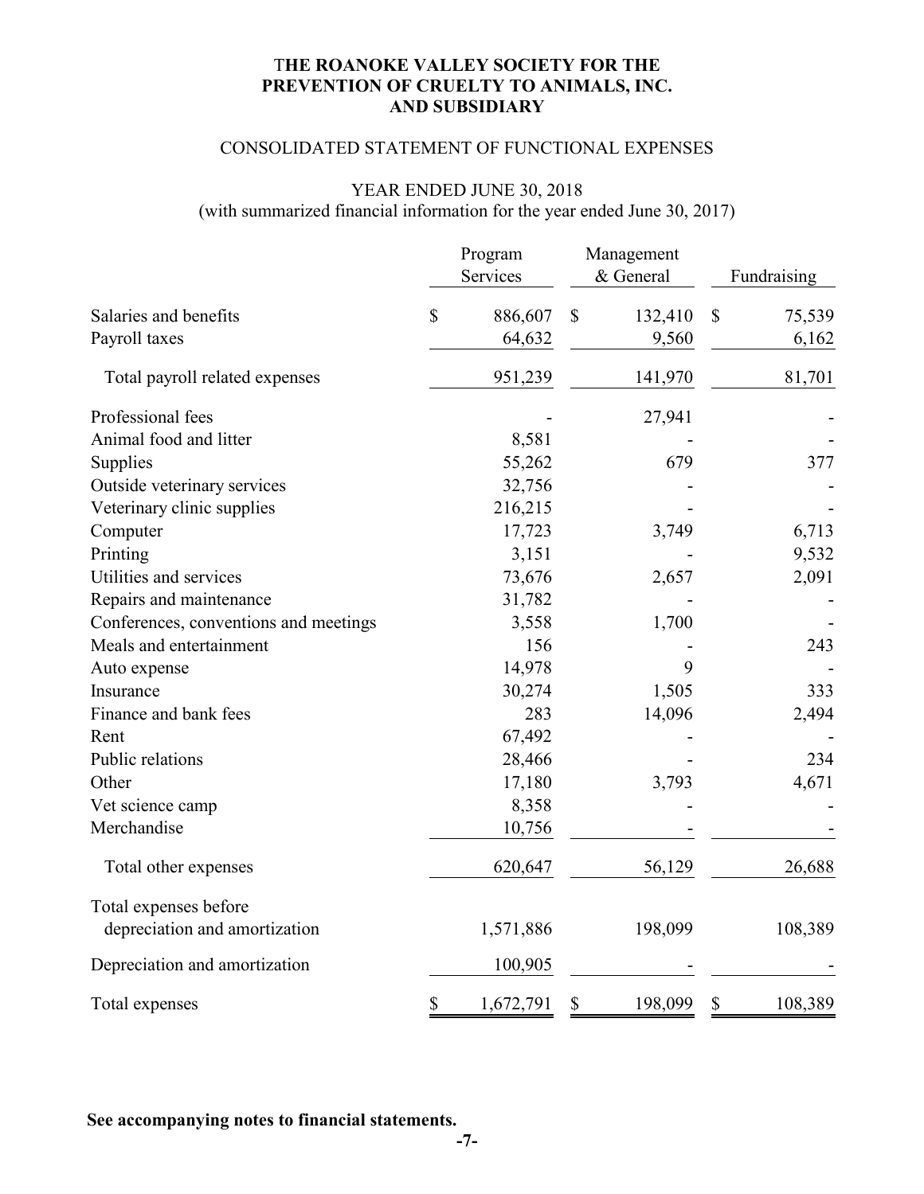**THE ROANOKE VALLEY SOCIETY FOR THE PREVENTION OF CRUELTY TO ANIMALS, INC. AND SUBSIDIARY**

CONSOLIDATED STATEMENT OF FUNCTIONAL EXPENSES

YEAR ENDED JUNE 30, 2018
(with summarized financial information for the year ended June 30, 2017)

| | Program Services | Management & General | Fundraising |
|---|---|---|---|
| Salaries and benefits | $ 886,607 | $ 132,410 | $ 75,539 |
| Payroll taxes | 64,632 | 9,560 | 6,162 |
| Total payroll related expenses | 951,239 | 141,970 | 81,701 |
| Professional fees | - | 27,941 | - |
| Animal food and litter | 8,581 | - | - |
| Supplies | 55,262 | 679 | 377 |
| Outside veterinary services | 32,756 | - | - |
| Veterinary clinic supplies | 216,215 | - | - |
| Computer | 17,723 | 3,749 | 6,713 |
| Printing | 3,151 | - | 9,532 |
| Utilities and services | 73,676 | 2,657 | 2,091 |
| Repairs and maintenance | 31,782 | - | - |
| Conferences, conventions and meetings | 3,558 | 1,700 | - |
| Meals and entertainment | 156 | - | 243 |
| Auto expense | 14,978 | 9 | - |
| Insurance | 30,274 | 1,505 | 333 |
| Finance and bank fees | 283 | 14,096 | 2,494 |
| Rent | 67,492 | - | - |
| Public relations | 28,466 | - | 234 |
| Other | 17,180 | 3,793 | 4,671 |
| Vet science camp | 8,358 | - | - |
| Merchandise | 10,756 | - | - |
| Total other expenses | 620,647 | 56,129 | 26,688 |
| Total expenses before depreciation and amortization | 1,571,886 | 198,099 | 108,389 |
| Depreciation and amortization | 100,905 | - | - |
| Total expenses | $ 1,672,791 | $ 198,099 | $ 108,389 |

**See accompanying notes to financial statements.**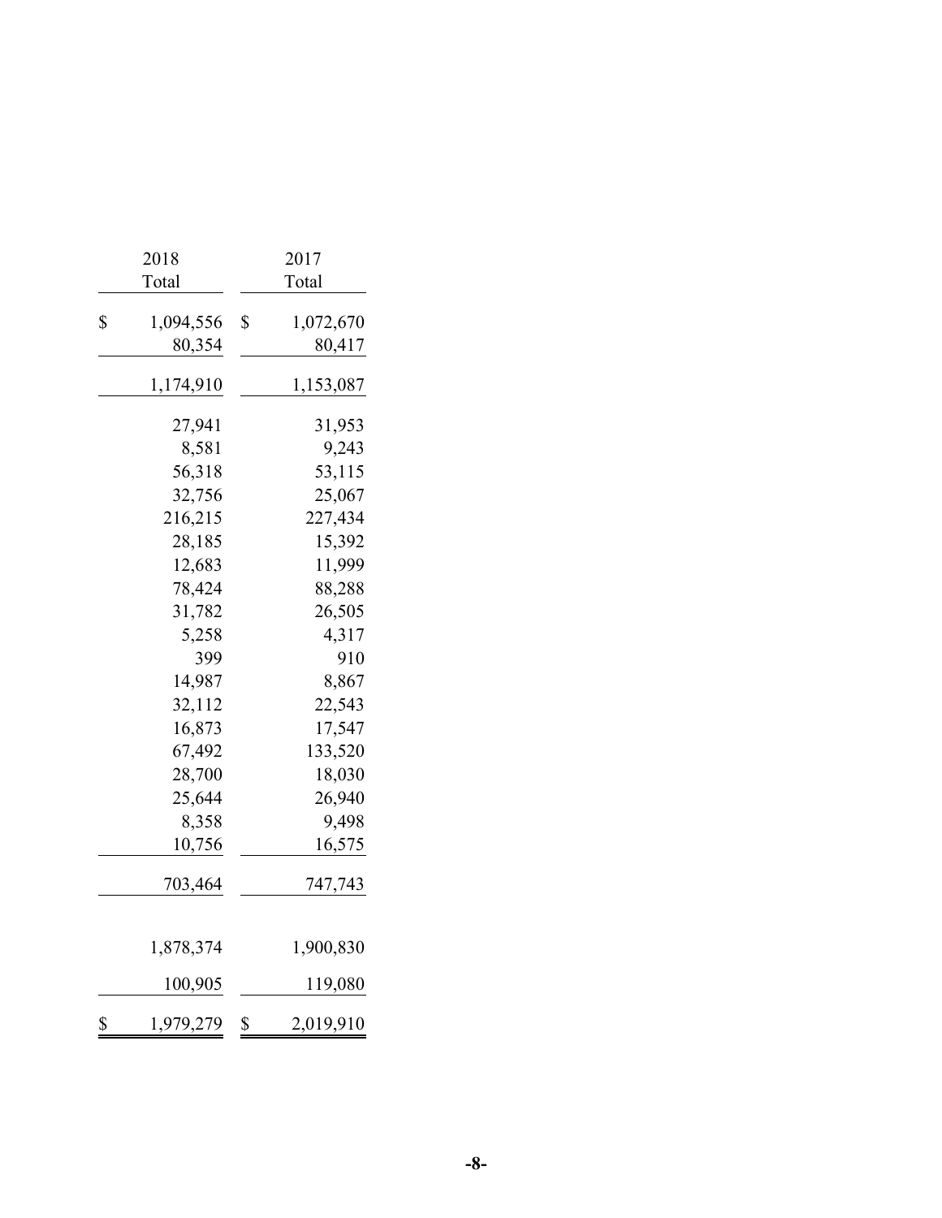| 2018 Total | 2017 Total |
|---|---|
| $ 1,094,556 | $ 1,072,670 |
| 80,354 | 80,417 |
| 1,174,910 | 1,153,087 |
| 27,941 | 31,953 |
| 8,581 | 9,243 |
| 56,318 | 53,115 |
| 32,756 | 25,067 |
| 216,215 | 227,434 |
| 28,185 | 15,392 |
| 12,683 | 11,999 |
| 78,424 | 88,288 |
| 31,782 | 26,505 |
| 5,258 | 4,317 |
| 399 | 910 |
| 14,987 | 8,867 |
| 32,112 | 22,543 |
| 16,873 | 17,547 |
| 67,492 | 133,520 |
| 28,700 | 18,030 |
| 25,644 | 26,940 |
| 8,358 | 9,498 |
| 10,756 | 16,575 |
| 703,464 | 747,743 |
| 1,878,374 | 1,900,830 |
| 100,905 | 119,080 |
| $ 1,979,279 | $ 2,019,910 |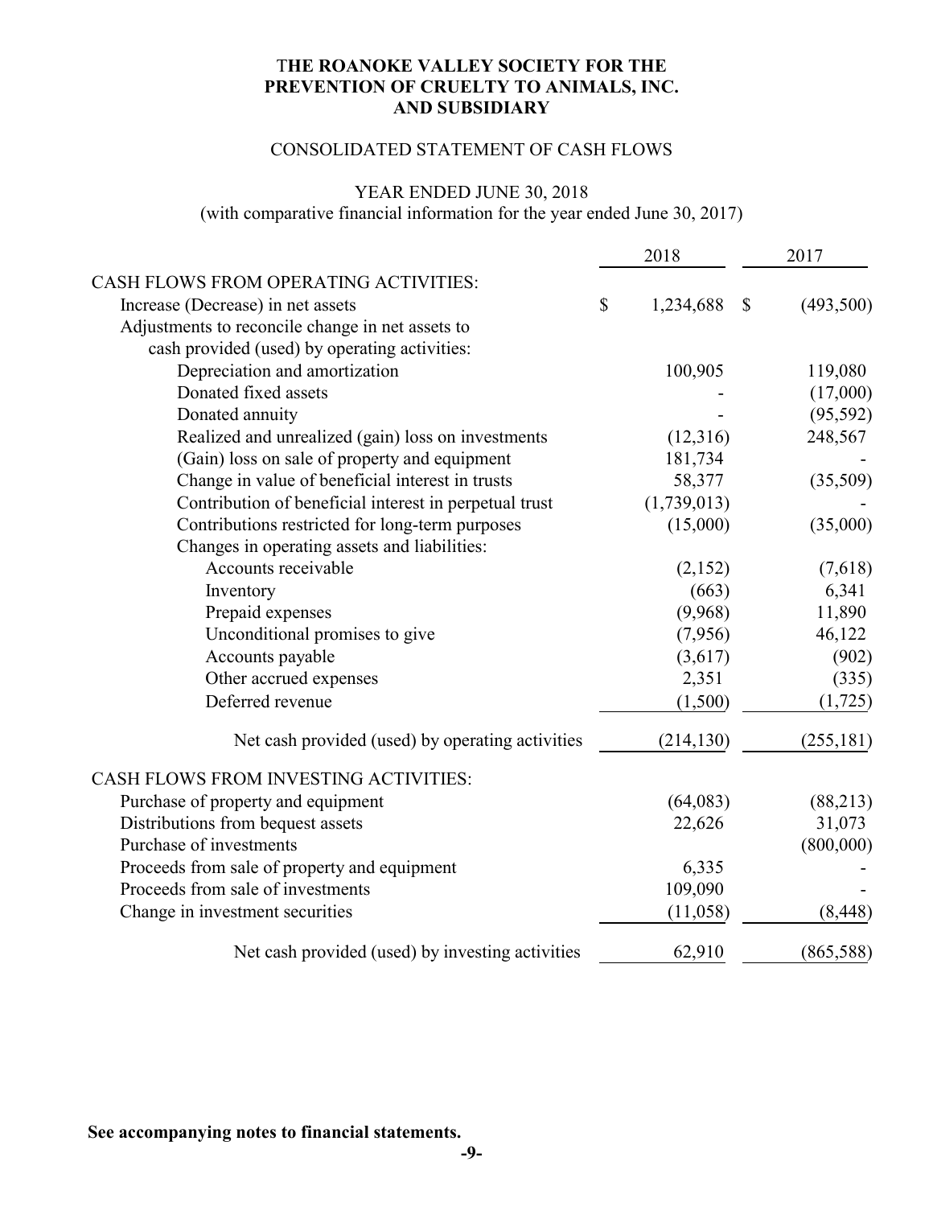**THE ROANOKE VALLEY SOCIETY FOR THE PREVENTION OF CRUELTY TO ANIMALS, INC. AND SUBSIDIARY**

CONSOLIDATED STATEMENT OF CASH FLOWS

YEAR ENDED JUNE 30, 2018
(with comparative financial information for the year ended June 30, 2017)

| | 2018 | 2017 |
|---|---|---|
| CASH FLOWS FROM OPERATING ACTIVITIES: | | |
| Increase (Decrease) in net assets | $ 1,234,688 | $ (493,500) |
| Adjustments to reconcile change in net assets to cash provided (used) by operating activities: | | |
| Depreciation and amortization | 100,905 | 119,080 |
| Donated fixed assets | - | (17,000) |
| Donated annuity | - | (95,592) |
| Realized and unrealized (gain) loss on investments | (12,316) | 248,567 |
| (Gain) loss on sale of property and equipment | 181,734 | - |
| Change in value of beneficial interest in trusts | 58,377 | (35,509) |
| Contribution of beneficial interest in perpetual trust | (1,739,013) | - |
| Contributions restricted for long-term purposes | (15,000) | (35,000) |
| Changes in operating assets and liabilities: | | |
| Accounts receivable | (2,152) | (7,618) |
| Inventory | (663) | 6,341 |
| Prepaid expenses | (9,968) | 11,890 |
| Unconditional promises to give | (7,956) | 46,122 |
| Accounts payable | (3,617) | (902) |
| Other accrued expenses | 2,351 | (335) |
| Deferred revenue | (1,500) | (1,725) |
| Net cash provided (used) by operating activities | (214,130) | (255,181) |
| CASH FLOWS FROM INVESTING ACTIVITIES: | | |
| Purchase of property and equipment | (64,083) | (88,213) |
| Distributions from bequest assets | 22,626 | 31,073 |
| Purchase of investments | | (800,000) |
| Proceeds from sale of property and equipment | 6,335 | - |
| Proceeds from sale of investments | 109,090 | - |
| Change in investment securities | (11,058) | (8,448) |
| Net cash provided (used) by investing activities | 62,910 | (865,588) |

**See accompanying notes to financial statements.**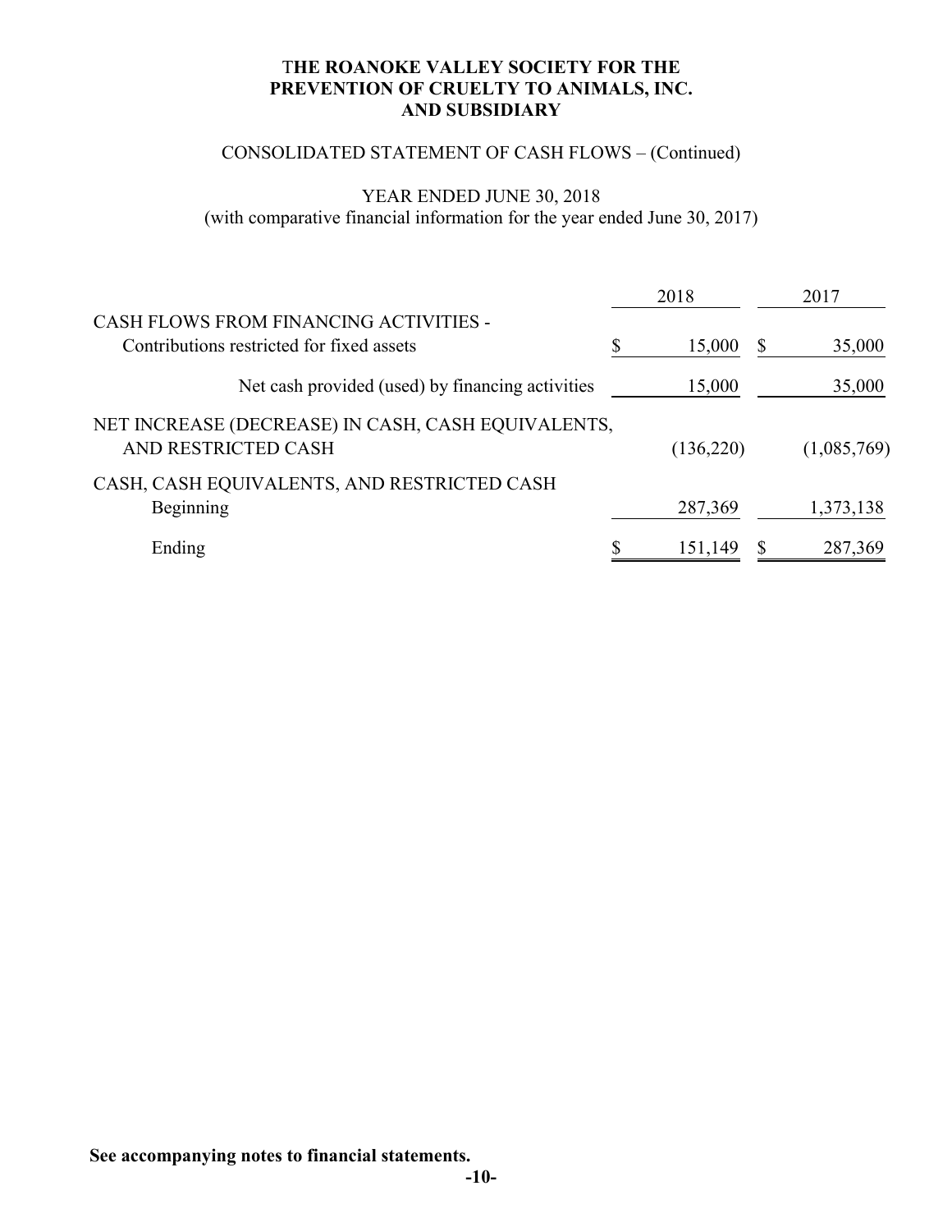**THE ROANOKE VALLEY SOCIETY FOR THE PREVENTION OF CRUELTY TO ANIMALS, INC. AND SUBSIDIARY**

CONSOLIDATED STATEMENT OF CASH FLOWS – (Continued)

YEAR ENDED JUNE 30, 2018
(with comparative financial information for the year ended June 30, 2017)

| | 2018 | 2017 |
|---|---|---|
| CASH FLOWS FROM FINANCING ACTIVITIES - | | |
| Contributions restricted for fixed assets | $ 15,000 | $ 35,000 |
| Net cash provided (used) by financing activities | 15,000 | 35,000 |
| NET INCREASE (DECREASE) IN CASH, CASH EQUIVALENTS, AND RESTRICTED CASH | (136,220) | (1,085,769) |
| CASH, CASH EQUIVALENTS, AND RESTRICTED CASH | | |
| Beginning | 287,369 | 1,373,138 |
| Ending | $ 151,149 | $ 287,369 |

**See accompanying notes to financial statements.**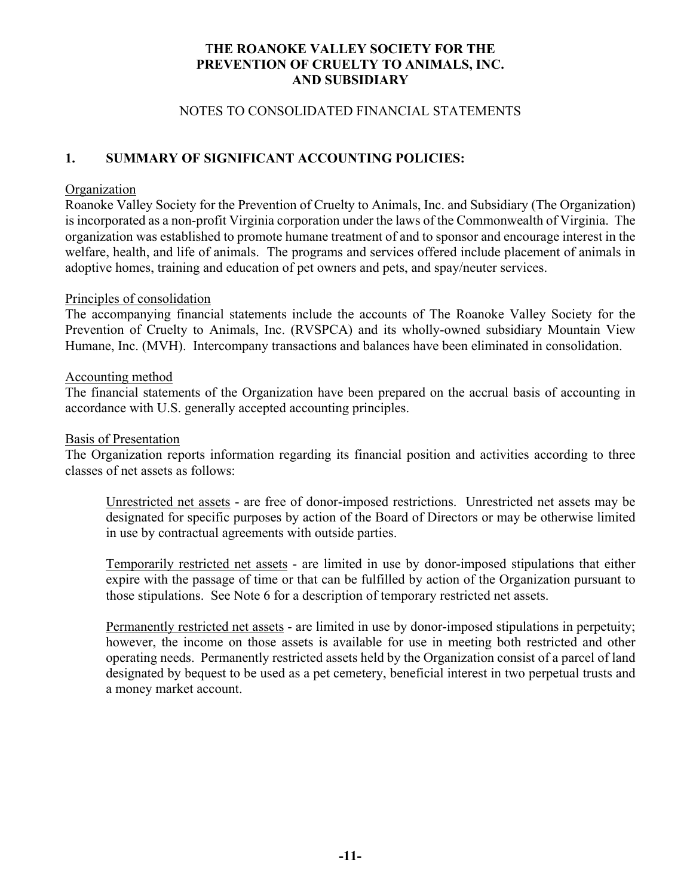# THE ROANOKE VALLEY SOCIETY FOR THE PREVENTION OF CRUELTY TO ANIMALS, INC. AND SUBSIDIARY

## NOTES TO CONSOLIDATED FINANCIAL STATEMENTS

### 1. SUMMARY OF SIGNIFICANT ACCOUNTING POLICIES:

Organization

Roanoke Valley Society for the Prevention of Cruelty to Animals, Inc. and Subsidiary (The Organization) is incorporated as a non-profit Virginia corporation under the laws of the Commonwealth of Virginia. The organization was established to promote humane treatment of and to sponsor and encourage interest in the welfare, health, and life of animals. The programs and services offered include placement of animals in adoptive homes, training and education of pet owners and pets, and spay/neuter services.

Principles of consolidation

The accompanying financial statements include the accounts of The Roanoke Valley Society for the Prevention of Cruelty to Animals, Inc. (RVSPCA) and its wholly-owned subsidiary Mountain View Humane, Inc. (MVH). Intercompany transactions and balances have been eliminated in consolidation.

Accounting method

The financial statements of the Organization have been prepared on the accrual basis of accounting in accordance with U.S. generally accepted accounting principles.

Basis of Presentation

The Organization reports information regarding its financial position and activities according to three classes of net assets as follows:

Unrestricted net assets - are free of donor-imposed restrictions. Unrestricted net assets may be designated for specific purposes by action of the Board of Directors or may be otherwise limited in use by contractual agreements with outside parties.

Temporarily restricted net assets - are limited in use by donor-imposed stipulations that either expire with the passage of time or that can be fulfilled by action of the Organization pursuant to those stipulations. See Note 6 for a description of temporary restricted net assets.

Permanently restricted net assets - are limited in use by donor-imposed stipulations in perpetuity; however, the income on those assets is available for use in meeting both restricted and other operating needs. Permanently restricted assets held by the Organization consist of a parcel of land designated by bequest to be used as a pet cemetery, beneficial interest in two perpetual trusts and a money market account.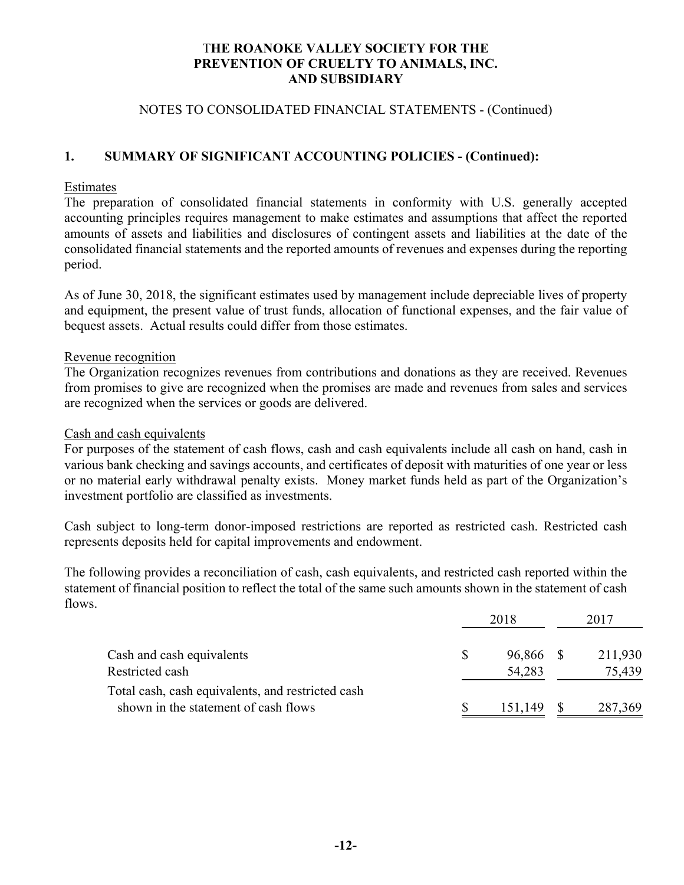# THE ROANOKE VALLEY SOCIETY FOR THE PREVENTION OF CRUELTY TO ANIMALS, INC. AND SUBSIDIARY

NOTES TO CONSOLIDATED FINANCIAL STATEMENTS - (Continued)

## 1. SUMMARY OF SIGNIFICANT ACCOUNTING POLICIES - (Continued):

### Estimates

The preparation of consolidated financial statements in conformity with U.S. generally accepted accounting principles requires management to make estimates and assumptions that affect the reported amounts of assets and liabilities and disclosures of contingent assets and liabilities at the date of the consolidated financial statements and the reported amounts of revenues and expenses during the reporting period.

As of June 30, 2018, the significant estimates used by management include depreciable lives of property and equipment, the present value of trust funds, allocation of functional expenses, and the fair value of bequest assets. Actual results could differ from those estimates.

### Revenue recognition

The Organization recognizes revenues from contributions and donations as they are received. Revenues from promises to give are recognized when the promises are made and revenues from sales and services are recognized when the services or goods are delivered.

### Cash and cash equivalents

For purposes of the statement of cash flows, cash and cash equivalents include all cash on hand, cash in various bank checking and savings accounts, and certificates of deposit with maturities of one year or less or no material early withdrawal penalty exists. Money market funds held as part of the Organization's investment portfolio are classified as investments.

Cash subject to long-term donor-imposed restrictions are reported as restricted cash. Restricted cash represents deposits held for capital improvements and endowment.

The following provides a reconciliation of cash, cash equivalents, and restricted cash reported within the statement of financial position to reflect the total of the same such amounts shown in the statement of cash flows.

| | 2018 | 2017 |
|---|---|---|
| Cash and cash equivalents | $ 96,866 | $ 211,930 |
| Restricted cash | 54,283 | 75,439 |
| Total cash, cash equivalents, and restricted cash shown in the statement of cash flows | $ 151,149 | $ 287,369 |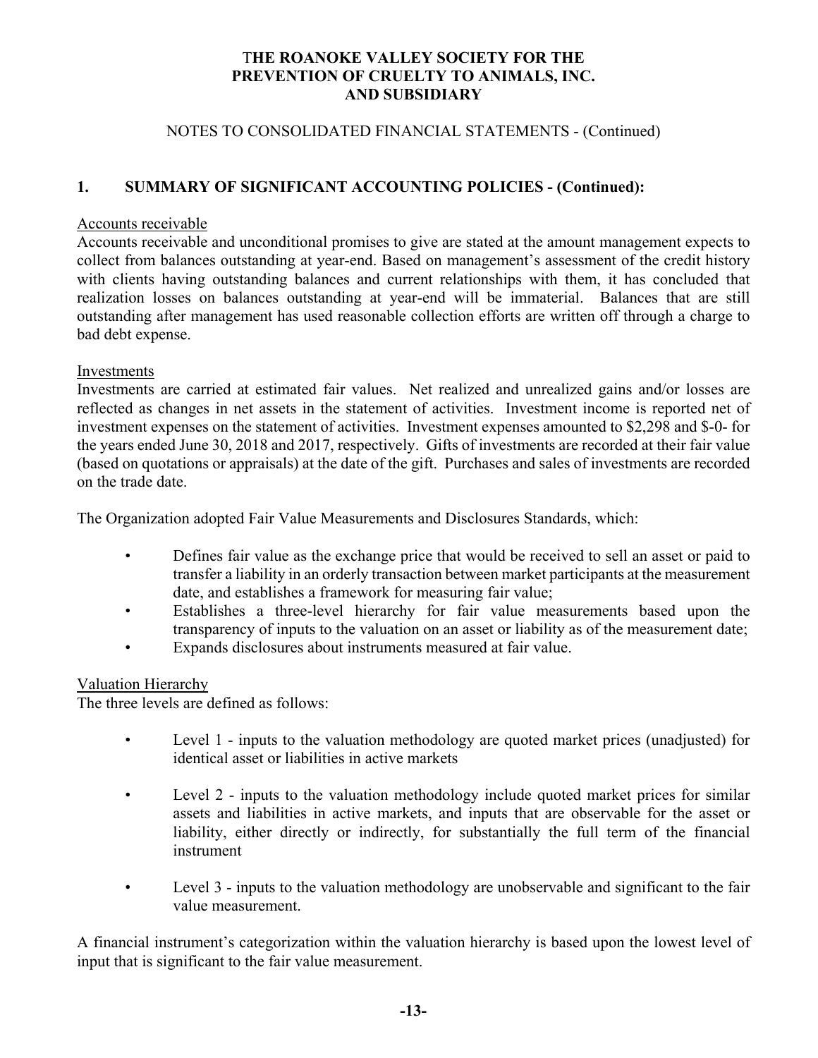# THE ROANOKE VALLEY SOCIETY FOR THE PREVENTION OF CRUELTY TO ANIMALS, INC. AND SUBSIDIARY

NOTES TO CONSOLIDATED FINANCIAL STATEMENTS - (Continued)

## 1. SUMMARY OF SIGNIFICANT ACCOUNTING POLICIES - (Continued):

Accounts receivable

Accounts receivable and unconditional promises to give are stated at the amount management expects to collect from balances outstanding at year-end. Based on management's assessment of the credit history with clients having outstanding balances and current relationships with them, it has concluded that realization losses on balances outstanding at year-end will be immaterial. Balances that are still outstanding after management has used reasonable collection efforts are written off through a charge to bad debt expense.

Investments

Investments are carried at estimated fair values. Net realized and unrealized gains and/or losses are reflected as changes in net assets in the statement of activities. Investment income is reported net of investment expenses on the statement of activities. Investment expenses amounted to $2,298 and $-0- for the years ended June 30, 2018 and 2017, respectively. Gifts of investments are recorded at their fair value (based on quotations or appraisals) at the date of the gift. Purchases and sales of investments are recorded on the trade date.

The Organization adopted Fair Value Measurements and Disclosures Standards, which:

- Defines fair value as the exchange price that would be received to sell an asset or paid to transfer a liability in an orderly transaction between market participants at the measurement date, and establishes a framework for measuring fair value;
- Establishes a three-level hierarchy for fair value measurements based upon the transparency of inputs to the valuation on an asset or liability as of the measurement date;
- Expands disclosures about instruments measured at fair value.

Valuation Hierarchy

The three levels are defined as follows:

- Level 1 - inputs to the valuation methodology are quoted market prices (unadjusted) for identical asset or liabilities in active markets
- Level 2 - inputs to the valuation methodology include quoted market prices for similar assets and liabilities in active markets, and inputs that are observable for the asset or liability, either directly or indirectly, for substantially the full term of the financial instrument
- Level 3 - inputs to the valuation methodology are unobservable and significant to the fair value measurement.

A financial instrument's categorization within the valuation hierarchy is based upon the lowest level of input that is significant to the fair value measurement.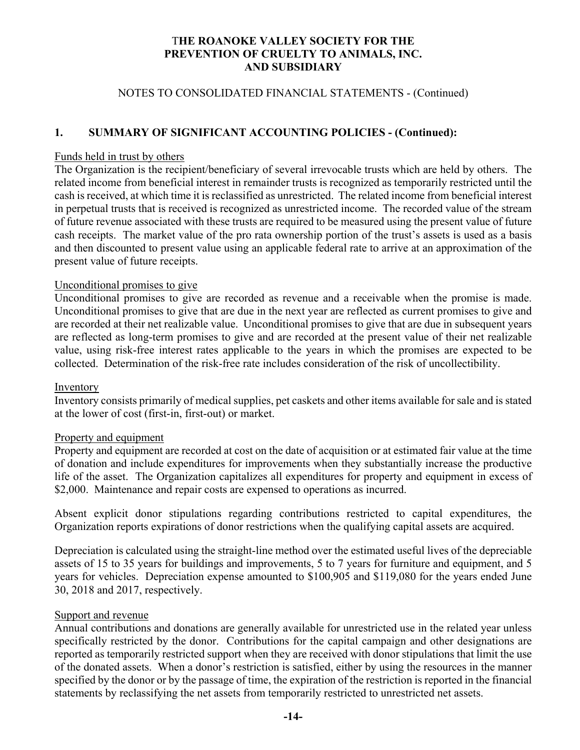# THE ROANOKE VALLEY SOCIETY FOR THE PREVENTION OF CRUELTY TO ANIMALS, INC. AND SUBSIDIARY

NOTES TO CONSOLIDATED FINANCIAL STATEMENTS - (Continued)

## 1. SUMMARY OF SIGNIFICANT ACCOUNTING POLICIES - (Continued):

Funds held in trust by others

The Organization is the recipient/beneficiary of several irrevocable trusts which are held by others. The related income from beneficial interest in remainder trusts is recognized as temporarily restricted until the cash is received, at which time it is reclassified as unrestricted. The related income from beneficial interest in perpetual trusts that is received is recognized as unrestricted income. The recorded value of the stream of future revenue associated with these trusts are required to be measured using the present value of future cash receipts. The market value of the pro rata ownership portion of the trust's assets is used as a basis and then discounted to present value using an applicable federal rate to arrive at an approximation of the present value of future receipts.

Unconditional promises to give

Unconditional promises to give are recorded as revenue and a receivable when the promise is made. Unconditional promises to give that are due in the next year are reflected as current promises to give and are recorded at their net realizable value. Unconditional promises to give that are due in subsequent years are reflected as long-term promises to give and are recorded at the present value of their net realizable value, using risk-free interest rates applicable to the years in which the promises are expected to be collected. Determination of the risk-free rate includes consideration of the risk of uncollectibility.

Inventory

Inventory consists primarily of medical supplies, pet caskets and other items available for sale and is stated at the lower of cost (first-in, first-out) or market.

Property and equipment

Property and equipment are recorded at cost on the date of acquisition or at estimated fair value at the time of donation and include expenditures for improvements when they substantially increase the productive life of the asset. The Organization capitalizes all expenditures for property and equipment in excess of \$2,000. Maintenance and repair costs are expensed to operations as incurred.

Absent explicit donor stipulations regarding contributions restricted to capital expenditures, the Organization reports expirations of donor restrictions when the qualifying capital assets are acquired.

Depreciation is calculated using the straight-line method over the estimated useful lives of the depreciable assets of 15 to 35 years for buildings and improvements, 5 to 7 years for furniture and equipment, and 5 years for vehicles. Depreciation expense amounted to \$100,905 and \$119,080 for the years ended June 30, 2018 and 2017, respectively.

Support and revenue

Annual contributions and donations are generally available for unrestricted use in the related year unless specifically restricted by the donor. Contributions for the capital campaign and other designations are reported as temporarily restricted support when they are received with donor stipulations that limit the use of the donated assets. When a donor's restriction is satisfied, either by using the resources in the manner specified by the donor or by the passage of time, the expiration of the restriction is reported in the financial statements by reclassifying the net assets from temporarily restricted to unrestricted net assets.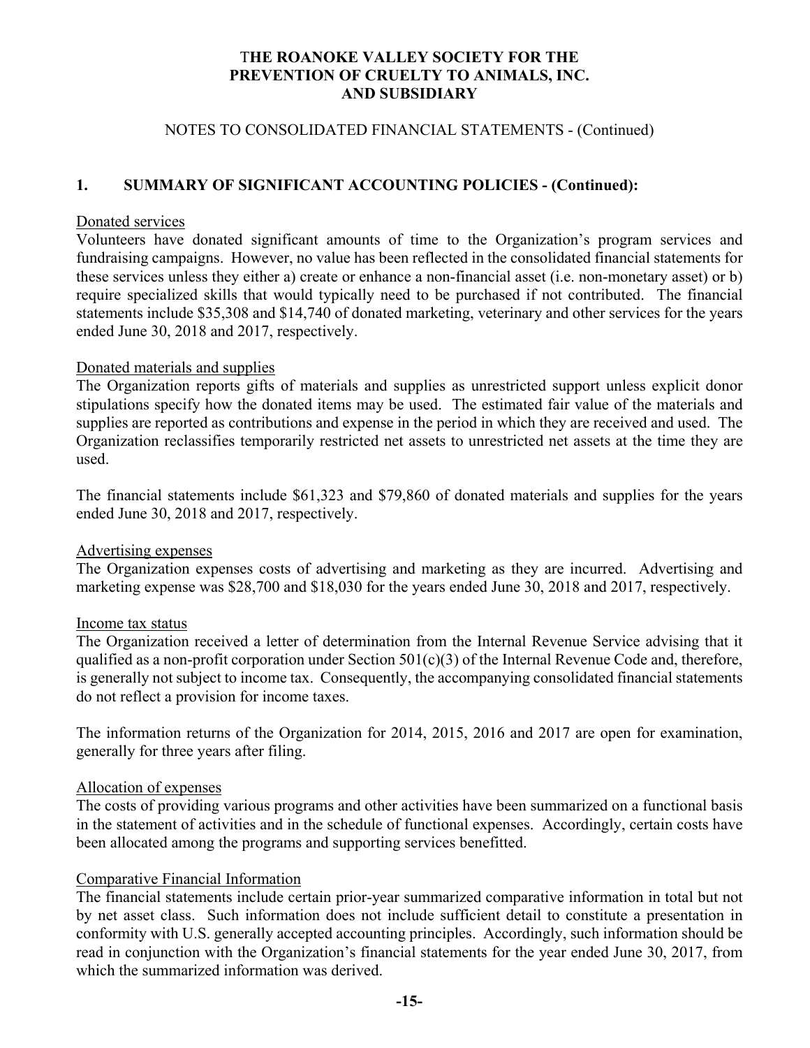# THE ROANOKE VALLEY SOCIETY FOR THE PREVENTION OF CRUELTY TO ANIMALS, INC. AND SUBSIDIARY

NOTES TO CONSOLIDATED FINANCIAL STATEMENTS - (Continued)

## 1. SUMMARY OF SIGNIFICANT ACCOUNTING POLICIES - (Continued):

### Donated services

Volunteers have donated significant amounts of time to the Organization's program services and fundraising campaigns. However, no value has been reflected in the consolidated financial statements for these services unless they either a) create or enhance a non-financial asset (i.e. non-monetary asset) or b) require specialized skills that would typically need to be purchased if not contributed. The financial statements include $35,308 and $14,740 of donated marketing, veterinary and other services for the years ended June 30, 2018 and 2017, respectively.

### Donated materials and supplies

The Organization reports gifts of materials and supplies as unrestricted support unless explicit donor stipulations specify how the donated items may be used. The estimated fair value of the materials and supplies are reported as contributions and expense in the period in which they are received and used. The Organization reclassifies temporarily restricted net assets to unrestricted net assets at the time they are used.

The financial statements include $61,323 and $79,860 of donated materials and supplies for the years ended June 30, 2018 and 2017, respectively.

### Advertising expenses

The Organization expenses costs of advertising and marketing as they are incurred. Advertising and marketing expense was $28,700 and $18,030 for the years ended June 30, 2018 and 2017, respectively.

### Income tax status

The Organization received a letter of determination from the Internal Revenue Service advising that it qualified as a non-profit corporation under Section 501(c)(3) of the Internal Revenue Code and, therefore, is generally not subject to income tax. Consequently, the accompanying consolidated financial statements do not reflect a provision for income taxes.

The information returns of the Organization for 2014, 2015, 2016 and 2017 are open for examination, generally for three years after filing.

### Allocation of expenses

The costs of providing various programs and other activities have been summarized on a functional basis in the statement of activities and in the schedule of functional expenses. Accordingly, certain costs have been allocated among the programs and supporting services benefitted.

### Comparative Financial Information

The financial statements include certain prior-year summarized comparative information in total but not by net asset class. Such information does not include sufficient detail to constitute a presentation in conformity with U.S. generally accepted accounting principles. Accordingly, such information should be read in conjunction with the Organization's financial statements for the year ended June 30, 2017, from which the summarized information was derived.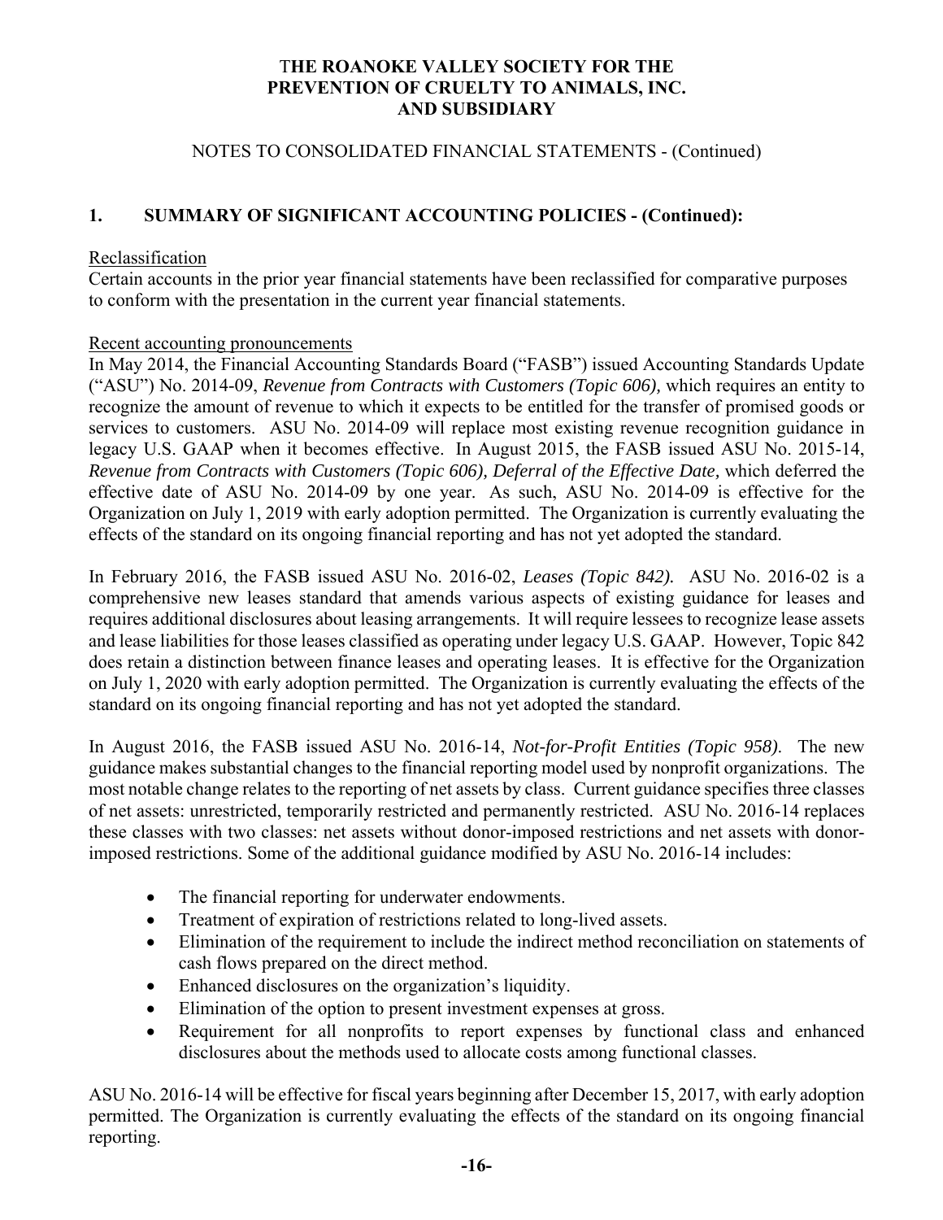# THE ROANOKE VALLEY SOCIETY FOR THE PREVENTION OF CRUELTY TO ANIMALS, INC. AND SUBSIDIARY

NOTES TO CONSOLIDATED FINANCIAL STATEMENTS - (Continued)

## 1. SUMMARY OF SIGNIFICANT ACCOUNTING POLICIES - (Continued):

Reclassification

Certain accounts in the prior year financial statements have been reclassified for comparative purposes to conform with the presentation in the current year financial statements.

Recent accounting pronouncements

In May 2014, the Financial Accounting Standards Board ("FASB") issued Accounting Standards Update ("ASU") No. 2014-09, *Revenue from Contracts with Customers (Topic 606),* which requires an entity to recognize the amount of revenue to which it expects to be entitled for the transfer of promised goods or services to customers. ASU No. 2014-09 will replace most existing revenue recognition guidance in legacy U.S. GAAP when it becomes effective. In August 2015, the FASB issued ASU No. 2015-14, *Revenue from Contracts with Customers (Topic 606), Deferral of the Effective Date,* which deferred the effective date of ASU No. 2014-09 by one year. As such, ASU No. 2014-09 is effective for the Organization on July 1, 2019 with early adoption permitted. The Organization is currently evaluating the effects of the standard on its ongoing financial reporting and has not yet adopted the standard.

In February 2016, the FASB issued ASU No. 2016-02, *Leases (Topic 842).* ASU No. 2016-02 is a comprehensive new leases standard that amends various aspects of existing guidance for leases and requires additional disclosures about leasing arrangements. It will require lessees to recognize lease assets and lease liabilities for those leases classified as operating under legacy U.S. GAAP. However, Topic 842 does retain a distinction between finance leases and operating leases. It is effective for the Organization on July 1, 2020 with early adoption permitted. The Organization is currently evaluating the effects of the standard on its ongoing financial reporting and has not yet adopted the standard.

In August 2016, the FASB issued ASU No. 2016-14, *Not-for-Profit Entities (Topic 958).* The new guidance makes substantial changes to the financial reporting model used by nonprofit organizations. The most notable change relates to the reporting of net assets by class. Current guidance specifies three classes of net assets: unrestricted, temporarily restricted and permanently restricted. ASU No. 2016-14 replaces these classes with two classes: net assets without donor-imposed restrictions and net assets with donor-imposed restrictions. Some of the additional guidance modified by ASU No. 2016-14 includes:

- The financial reporting for underwater endowments.
- Treatment of expiration of restrictions related to long-lived assets.
- Elimination of the requirement to include the indirect method reconciliation on statements of cash flows prepared on the direct method.
- Enhanced disclosures on the organization's liquidity.
- Elimination of the option to present investment expenses at gross.
- Requirement for all nonprofits to report expenses by functional class and enhanced disclosures about the methods used to allocate costs among functional classes.

ASU No. 2016-14 will be effective for fiscal years beginning after December 15, 2017, with early adoption permitted. The Organization is currently evaluating the effects of the standard on its ongoing financial reporting.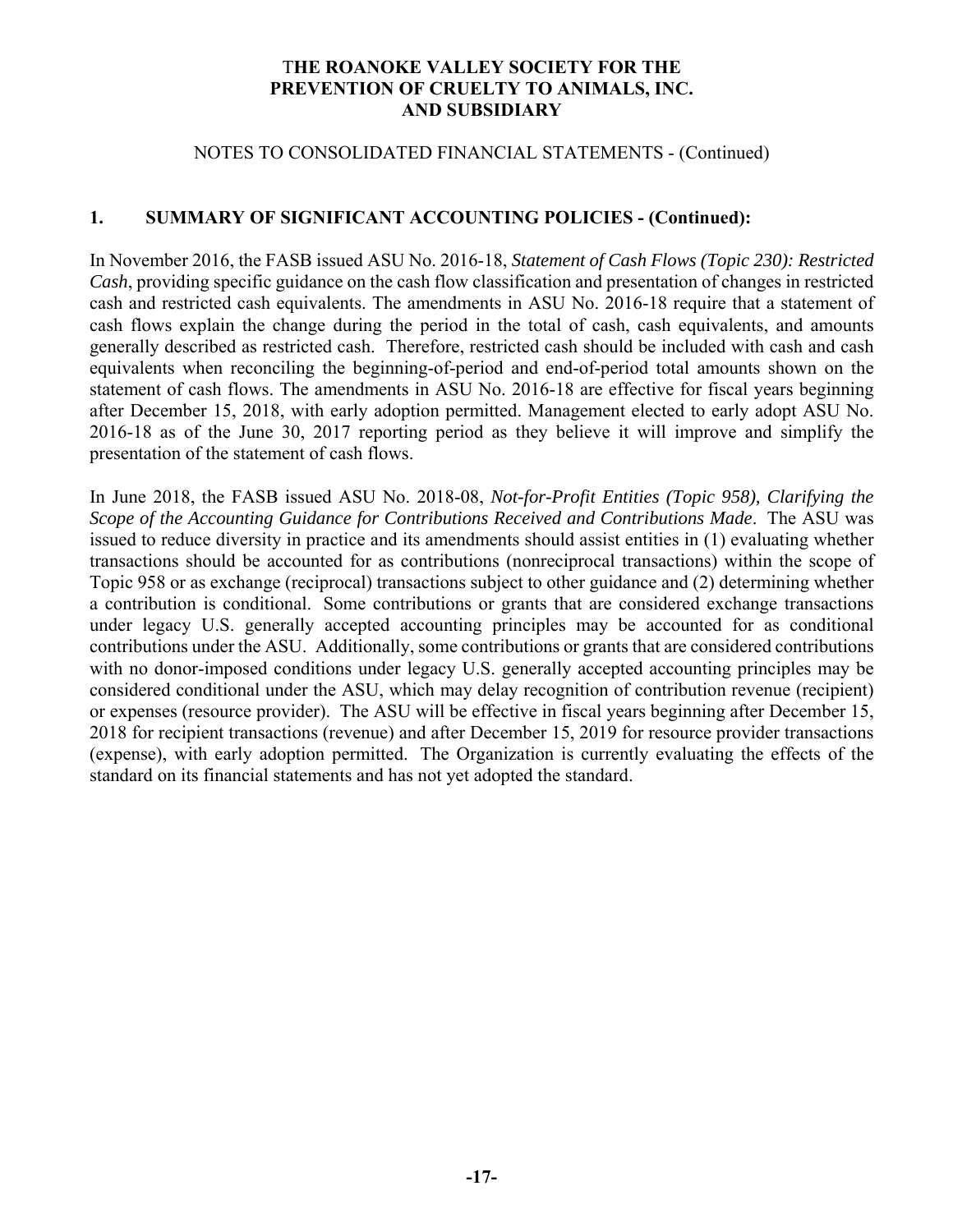**THE ROANOKE VALLEY SOCIETY FOR THE PREVENTION OF CRUELTY TO ANIMALS, INC. AND SUBSIDIARY**

NOTES TO CONSOLIDATED FINANCIAL STATEMENTS - (Continued)

## 1. SUMMARY OF SIGNIFICANT ACCOUNTING POLICIES - (Continued):

In November 2016, the FASB issued ASU No. 2016-18, *Statement of Cash Flows (Topic 230): Restricted Cash*, providing specific guidance on the cash flow classification and presentation of changes in restricted cash and restricted cash equivalents. The amendments in ASU No. 2016-18 require that a statement of cash flows explain the change during the period in the total of cash, cash equivalents, and amounts generally described as restricted cash. Therefore, restricted cash should be included with cash and cash equivalents when reconciling the beginning-of-period and end-of-period total amounts shown on the statement of cash flows. The amendments in ASU No. 2016-18 are effective for fiscal years beginning after December 15, 2018, with early adoption permitted. Management elected to early adopt ASU No. 2016-18 as of the June 30, 2017 reporting period as they believe it will improve and simplify the presentation of the statement of cash flows.

In June 2018, the FASB issued ASU No. 2018-08, *Not-for-Profit Entities (Topic 958), Clarifying the Scope of the Accounting Guidance for Contributions Received and Contributions Made*. The ASU was issued to reduce diversity in practice and its amendments should assist entities in (1) evaluating whether transactions should be accounted for as contributions (nonreciprocal transactions) within the scope of Topic 958 or as exchange (reciprocal) transactions subject to other guidance and (2) determining whether a contribution is conditional. Some contributions or grants that are considered exchange transactions under legacy U.S. generally accepted accounting principles may be accounted for as conditional contributions under the ASU. Additionally, some contributions or grants that are considered contributions with no donor-imposed conditions under legacy U.S. generally accepted accounting principles may be considered conditional under the ASU, which may delay recognition of contribution revenue (recipient) or expenses (resource provider). The ASU will be effective in fiscal years beginning after December 15, 2018 for recipient transactions (revenue) and after December 15, 2019 for resource provider transactions (expense), with early adoption permitted. The Organization is currently evaluating the effects of the standard on its financial statements and has not yet adopted the standard.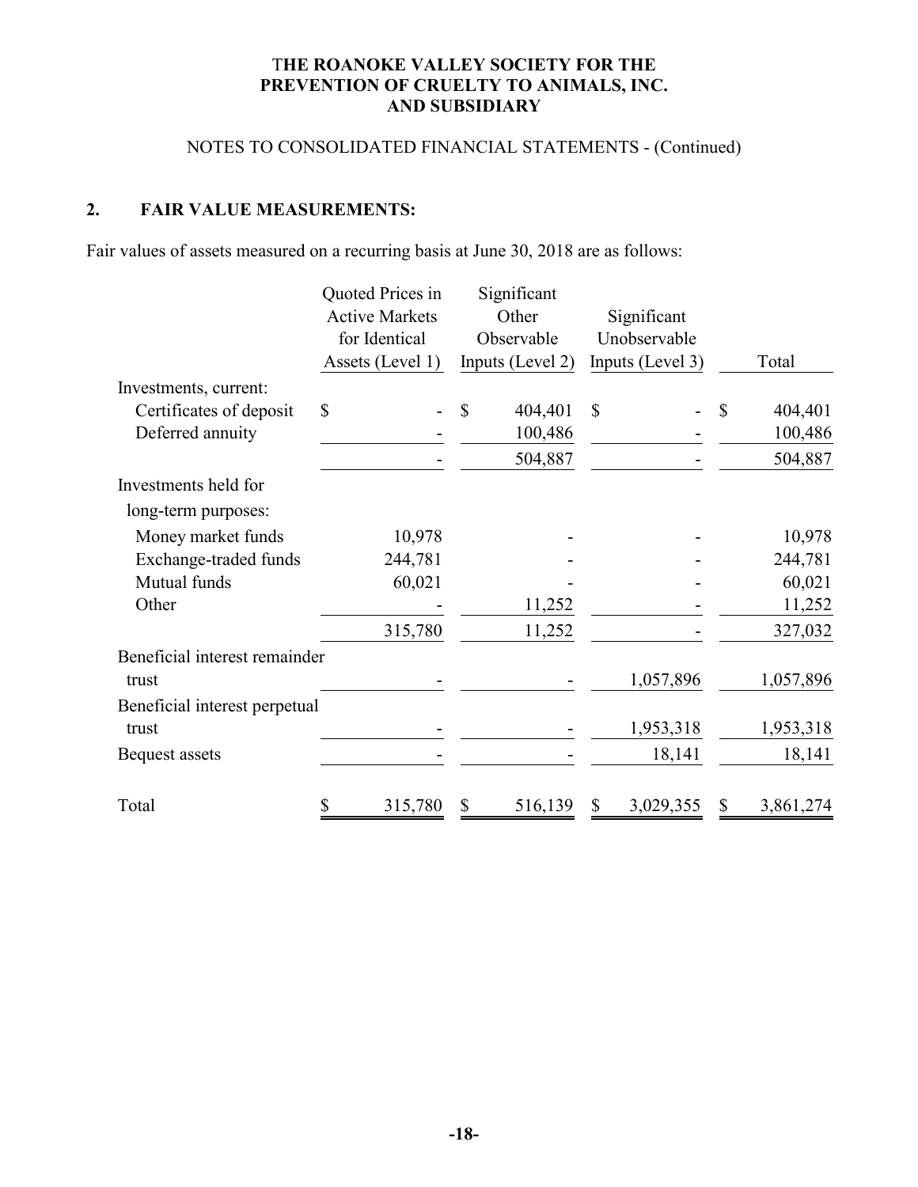THE ROANOKE VALLEY SOCIETY FOR THE PREVENTION OF CRUELTY TO ANIMALS, INC. AND SUBSIDIARY

NOTES TO CONSOLIDATED FINANCIAL STATEMENTS - (Continued)

## 2. FAIR VALUE MEASUREMENTS:

Fair values of assets measured on a recurring basis at June 30, 2018 are as follows:

| | Quoted Prices in Active Markets for Identical Assets (Level 1) | Significant Other Observable Inputs (Level 2) | Significant Unobservable Inputs (Level 3) | Total |
|---|---|---|---|---|
| Investments, current: | | | | |
| Certificates of deposit | $ - | $ 404,401 | $ - | $ 404,401 |
| Deferred annuity | - | 100,486 | - | 100,486 |
| | - | 504,887 | - | 504,887 |
| Investments held for long-term purposes: | | | | |
| Money market funds | 10,978 | - | - | 10,978 |
| Exchange-traded funds | 244,781 | - | - | 244,781 |
| Mutual funds | 60,021 | - | - | 60,021 |
| Other | - | 11,252 | - | 11,252 |
| | 315,780 | 11,252 | - | 327,032 |
| Beneficial interest remainder trust | - | - | 1,057,896 | 1,057,896 |
| Beneficial interest perpetual trust | - | - | 1,953,318 | 1,953,318 |
| Bequest assets | - | - | 18,141 | 18,141 |
| Total | $ 315,780 | $ 516,139 | $ 3,029,355 | $ 3,861,274 |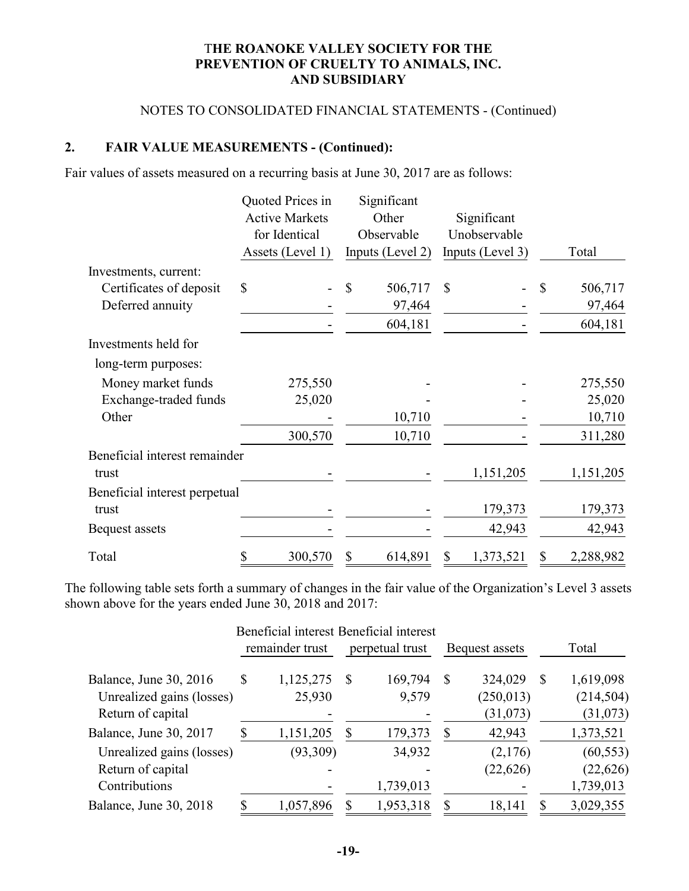# THE ROANOKE VALLEY SOCIETY FOR THE PREVENTION OF CRUELTY TO ANIMALS, INC. AND SUBSIDIARY

NOTES TO CONSOLIDATED FINANCIAL STATEMENTS - (Continued)

## 2. FAIR VALUE MEASUREMENTS - (Continued):

Fair values of assets measured on a recurring basis at June 30, 2017 are as follows:

| | Quoted Prices in Active Markets for Identical Assets (Level 1) | Significant Other Observable Inputs (Level 2) | Significant Unobservable Inputs (Level 3) | Total |
|---|---|---|---|---|
| Investments, current: | | | | |
| Certificates of deposit | $ - | $ 506,717 | $ - | $ 506,717 |
| Deferred annuity | - | 97,464 | - | 97,464 |
| | - | 604,181 | - | 604,181 |
| Investments held for long-term purposes: | | | | |
| Money market funds | 275,550 | - | - | 275,550 |
| Exchange-traded funds | 25,020 | - | - | 25,020 |
| Other | - | 10,710 | - | 10,710 |
| | 300,570 | 10,710 | - | 311,280 |
| Beneficial interest remainder trust | - | - | 1,151,205 | 1,151,205 |
| Beneficial interest perpetual trust | - | - | 179,373 | 179,373 |
| Bequest assets | - | - | 42,943 | 42,943 |
| Total | $ 300,570 | $ 614,891 | $ 1,373,521 | $ 2,288,982 |

The following table sets forth a summary of changes in the fair value of the Organization's Level 3 assets shown above for the years ended June 30, 2018 and 2017:

| | Beneficial interest remainder trust | Beneficial interest perpetual trust | Bequest assets | Total |
|---|---|---|---|---|
| Balance, June 30, 2016 | $ 1,125,275 | $ 169,794 | $ 324,029 | $ 1,619,098 |
| Unrealized gains (losses) | 25,930 | 9,579 | (250,013) | (214,504) |
| Return of capital | - | - | (31,073) | (31,073) |
| Balance, June 30, 2017 | $ 1,151,205 | $ 179,373 | $ 42,943 | 1,373,521 |
| Unrealized gains (losses) | (93,309) | 34,932 | (2,176) | (60,553) |
| Return of capital | - | - | (22,626) | (22,626) |
| Contributions | - | 1,739,013 | - | 1,739,013 |
| Balance, June 30, 2018 | $ 1,057,896 | $ 1,953,318 | $ 18,141 | $ 3,029,355 |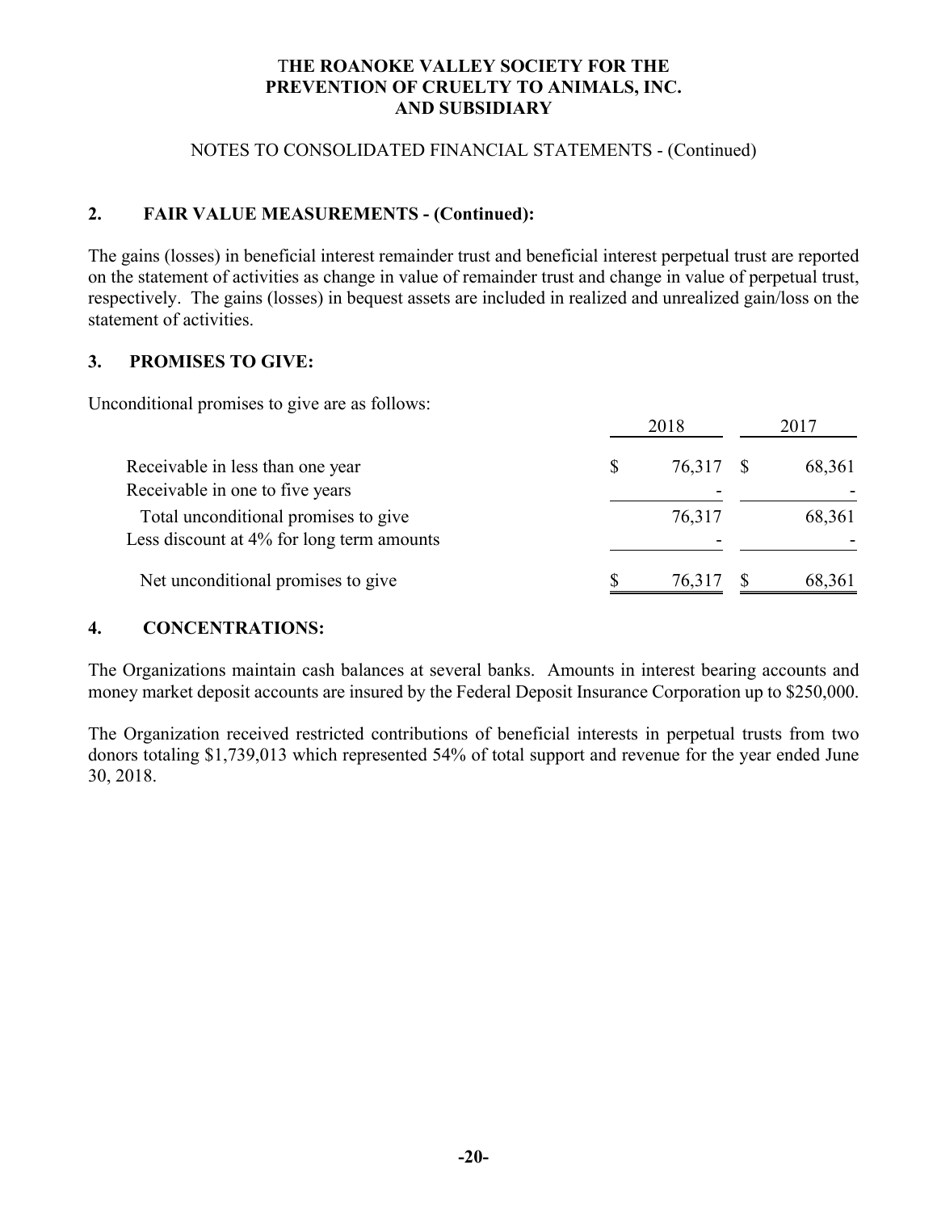# THE ROANOKE VALLEY SOCIETY FOR THE PREVENTION OF CRUELTY TO ANIMALS, INC. AND SUBSIDIARY

NOTES TO CONSOLIDATED FINANCIAL STATEMENTS - (Continued)

## 2. FAIR VALUE MEASUREMENTS - (Continued):

The gains (losses) in beneficial interest remainder trust and beneficial interest perpetual trust are reported on the statement of activities as change in value of remainder trust and change in value of perpetual trust, respectively. The gains (losses) in bequest assets are included in realized and unrealized gain/loss on the statement of activities.

## 3. PROMISES TO GIVE:

Unconditional promises to give are as follows:

| | 2018 | 2017 |
|---|---|---|
| Receivable in less than one year | $ 76,317 | $ 68,361 |
| Receivable in one to five years | - | - |
| Total unconditional promises to give | 76,317 | 68,361 |
| Less discount at 4% for long term amounts | - | - |
| Net unconditional promises to give | $ 76,317 | $ 68,361 |

## 4. CONCENTRATIONS:

The Organizations maintain cash balances at several banks. Amounts in interest bearing accounts and money market deposit accounts are insured by the Federal Deposit Insurance Corporation up to $250,000.

The Organization received restricted contributions of beneficial interests in perpetual trusts from two donors totaling $1,739,013 which represented 54% of total support and revenue for the year ended June 30, 2018.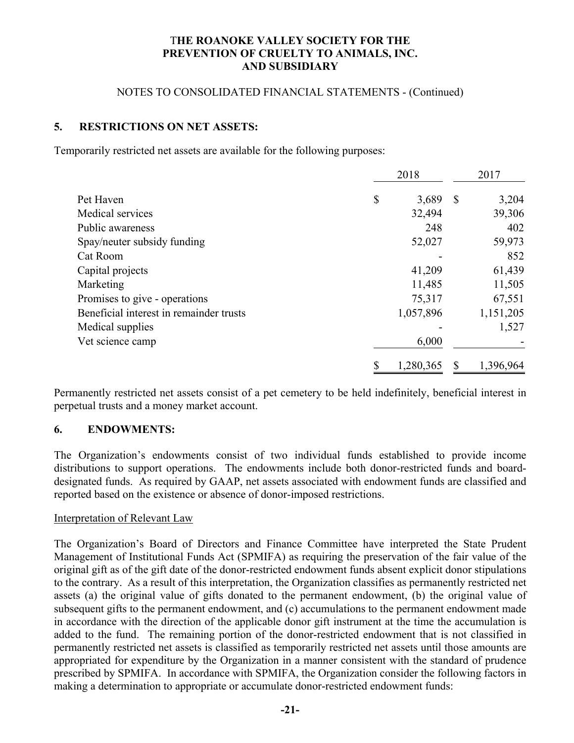THE ROANOKE VALLEY SOCIETY FOR THE PREVENTION OF CRUELTY TO ANIMALS, INC. AND SUBSIDIARY

NOTES TO CONSOLIDATED FINANCIAL STATEMENTS - (Continued)

## 5. RESTRICTIONS ON NET ASSETS:

Temporarily restricted net assets are available for the following purposes:

| | 2018 | 2017 |
|---|---|---|
| Pet Haven | $ 3,689 | $ 3,204 |
| Medical services | 32,494 | 39,306 |
| Public awareness | 248 | 402 |
| Spay/neuter subsidy funding | 52,027 | 59,973 |
| Cat Room | - | 852 |
| Capital projects | 41,209 | 61,439 |
| Marketing | 11,485 | 11,505 |
| Promises to give - operations | 75,317 | 67,551 |
| Beneficial interest in remainder trusts | 1,057,896 | 1,151,205 |
| Medical supplies | - | 1,527 |
| Vet science camp | 6,000 | - |
| | $ 1,280,365 | $ 1,396,964 |

Permanently restricted net assets consist of a pet cemetery to be held indefinitely, beneficial interest in perpetual trusts and a money market account.

## 6. ENDOWMENTS:

The Organization's endowments consist of two individual funds established to provide income distributions to support operations. The endowments include both donor-restricted funds and board-designated funds. As required by GAAP, net assets associated with endowment funds are classified and reported based on the existence or absence of donor-imposed restrictions.

Interpretation of Relevant Law

The Organization's Board of Directors and Finance Committee have interpreted the State Prudent Management of Institutional Funds Act (SPMIFA) as requiring the preservation of the fair value of the original gift as of the gift date of the donor-restricted endowment funds absent explicit donor stipulations to the contrary. As a result of this interpretation, the Organization classifies as permanently restricted net assets (a) the original value of gifts donated to the permanent endowment, (b) the original value of subsequent gifts to the permanent endowment, and (c) accumulations to the permanent endowment made in accordance with the direction of the applicable donor gift instrument at the time the accumulation is added to the fund. The remaining portion of the donor-restricted endowment that is not classified in permanently restricted net assets is classified as temporarily restricted net assets until those amounts are appropriated for expenditure by the Organization in a manner consistent with the standard of prudence prescribed by SPMIFA. In accordance with SPMIFA, the Organization consider the following factors in making a determination to appropriate or accumulate donor-restricted endowment funds: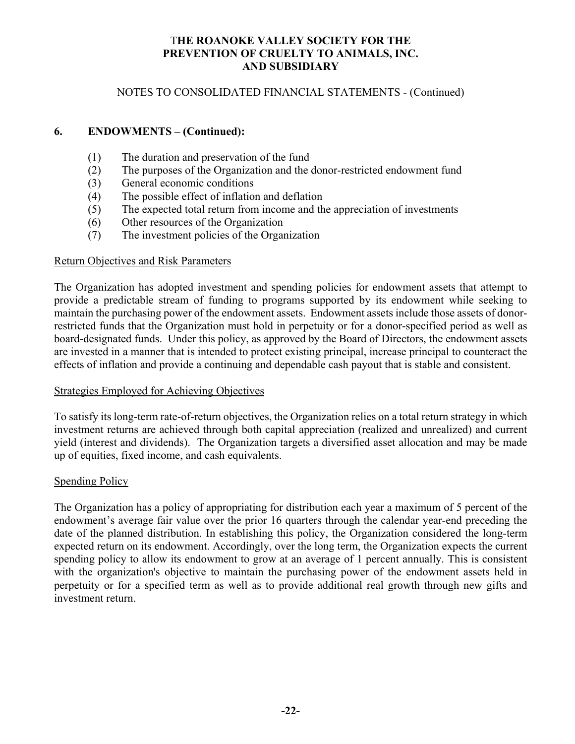# THE ROANOKE VALLEY SOCIETY FOR THE PREVENTION OF CRUELTY TO ANIMALS, INC. AND SUBSIDIARY

NOTES TO CONSOLIDATED FINANCIAL STATEMENTS - (Continued)

## 6. ENDOWMENTS – (Continued):

(1) The duration and preservation of the fund
(2) The purposes of the Organization and the donor-restricted endowment fund
(3) General economic conditions
(4) The possible effect of inflation and deflation
(5) The expected total return from income and the appreciation of investments
(6) Other resources of the Organization
(7) The investment policies of the Organization

### Return Objectives and Risk Parameters

The Organization has adopted investment and spending policies for endowment assets that attempt to provide a predictable stream of funding to programs supported by its endowment while seeking to maintain the purchasing power of the endowment assets. Endowment assets include those assets of donor-restricted funds that the Organization must hold in perpetuity or for a donor-specified period as well as board-designated funds. Under this policy, as approved by the Board of Directors, the endowment assets are invested in a manner that is intended to protect existing principal, increase principal to counteract the effects of inflation and provide a continuing and dependable cash payout that is stable and consistent.

### Strategies Employed for Achieving Objectives

To satisfy its long-term rate-of-return objectives, the Organization relies on a total return strategy in which investment returns are achieved through both capital appreciation (realized and unrealized) and current yield (interest and dividends). The Organization targets a diversified asset allocation and may be made up of equities, fixed income, and cash equivalents.

### Spending Policy

The Organization has a policy of appropriating for distribution each year a maximum of 5 percent of the endowment's average fair value over the prior 16 quarters through the calendar year-end preceding the date of the planned distribution. In establishing this policy, the Organization considered the long-term expected return on its endowment. Accordingly, over the long term, the Organization expects the current spending policy to allow its endowment to grow at an average of 1 percent annually. This is consistent with the organization's objective to maintain the purchasing power of the endowment assets held in perpetuity or for a specified term as well as to provide additional real growth through new gifts and investment return.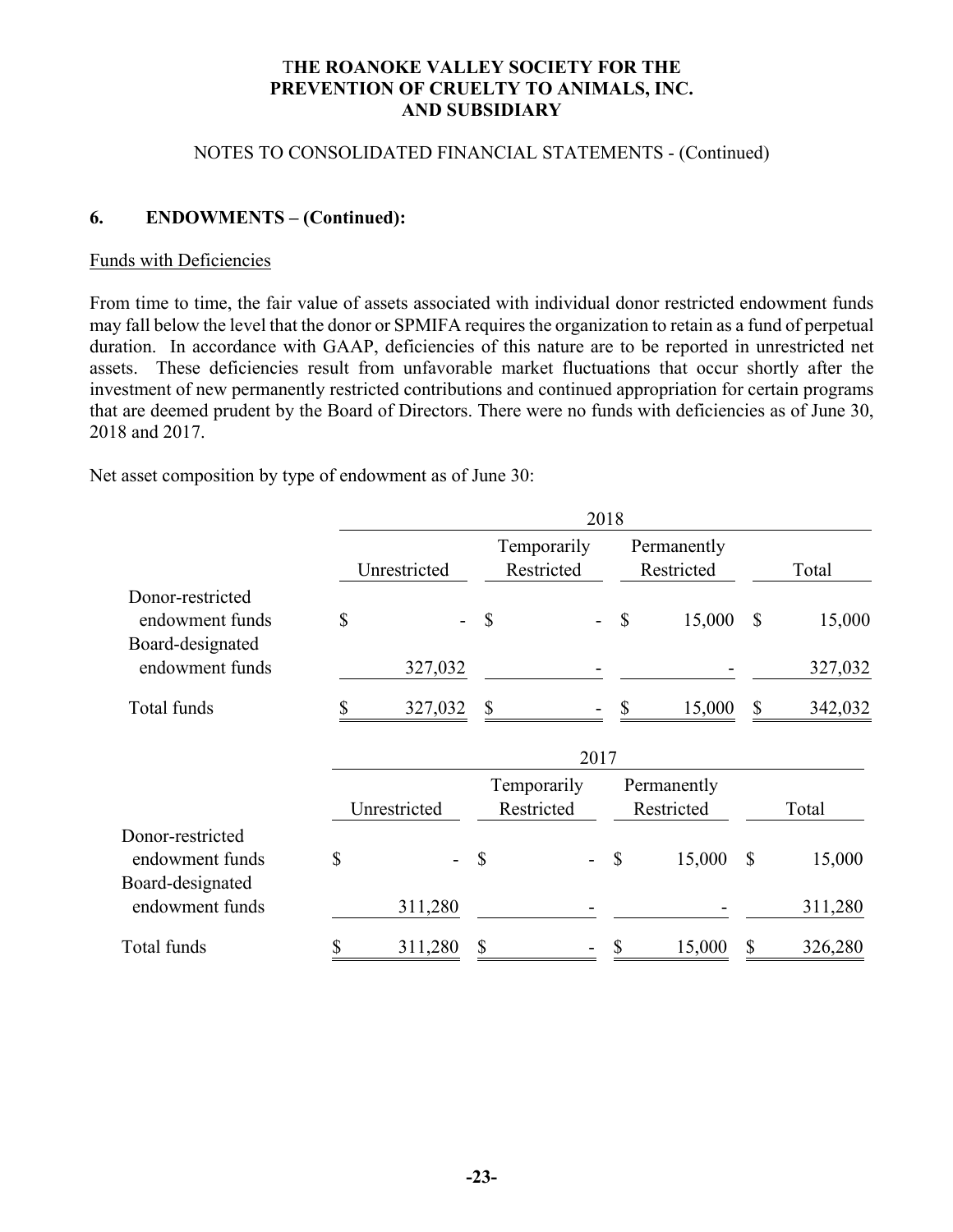# THE ROANOKE VALLEY SOCIETY FOR THE PREVENTION OF CRUELTY TO ANIMALS, INC. AND SUBSIDIARY

NOTES TO CONSOLIDATED FINANCIAL STATEMENTS - (Continued)

## 6. ENDOWMENTS – (Continued):

Funds with Deficiencies

From time to time, the fair value of assets associated with individual donor restricted endowment funds may fall below the level that the donor or SPMIFA requires the organization to retain as a fund of perpetual duration. In accordance with GAAP, deficiencies of this nature are to be reported in unrestricted net assets. These deficiencies result from unfavorable market fluctuations that occur shortly after the investment of new permanently restricted contributions and continued appropriation for certain programs that are deemed prudent by the Board of Directors. There were no funds with deficiencies as of June 30, 2018 and 2017.

Net asset composition by type of endowment as of June 30:

| | 2018 | | | |
|---|---|---|---|---|
| | Unrestricted | Temporarily Restricted | Permanently Restricted | Total |
| Donor-restricted endowment funds | $ - | $ - | $ 15,000 | $ 15,000 |
| Board-designated endowment funds | 327,032 | - | - | 327,032 |
| Total funds | $ 327,032 | $ - | $ 15,000 | $ 342,032 |

| | 2017 | | | |
|---|---|---|---|---|
| | Unrestricted | Temporarily Restricted | Permanently Restricted | Total |
| Donor-restricted endowment funds | $ - | $ - | $ 15,000 | $ 15,000 |
| Board-designated endowment funds | 311,280 | - | - | 311,280 |
| Total funds | $ 311,280 | $ - | $ 15,000 | $ 326,280 |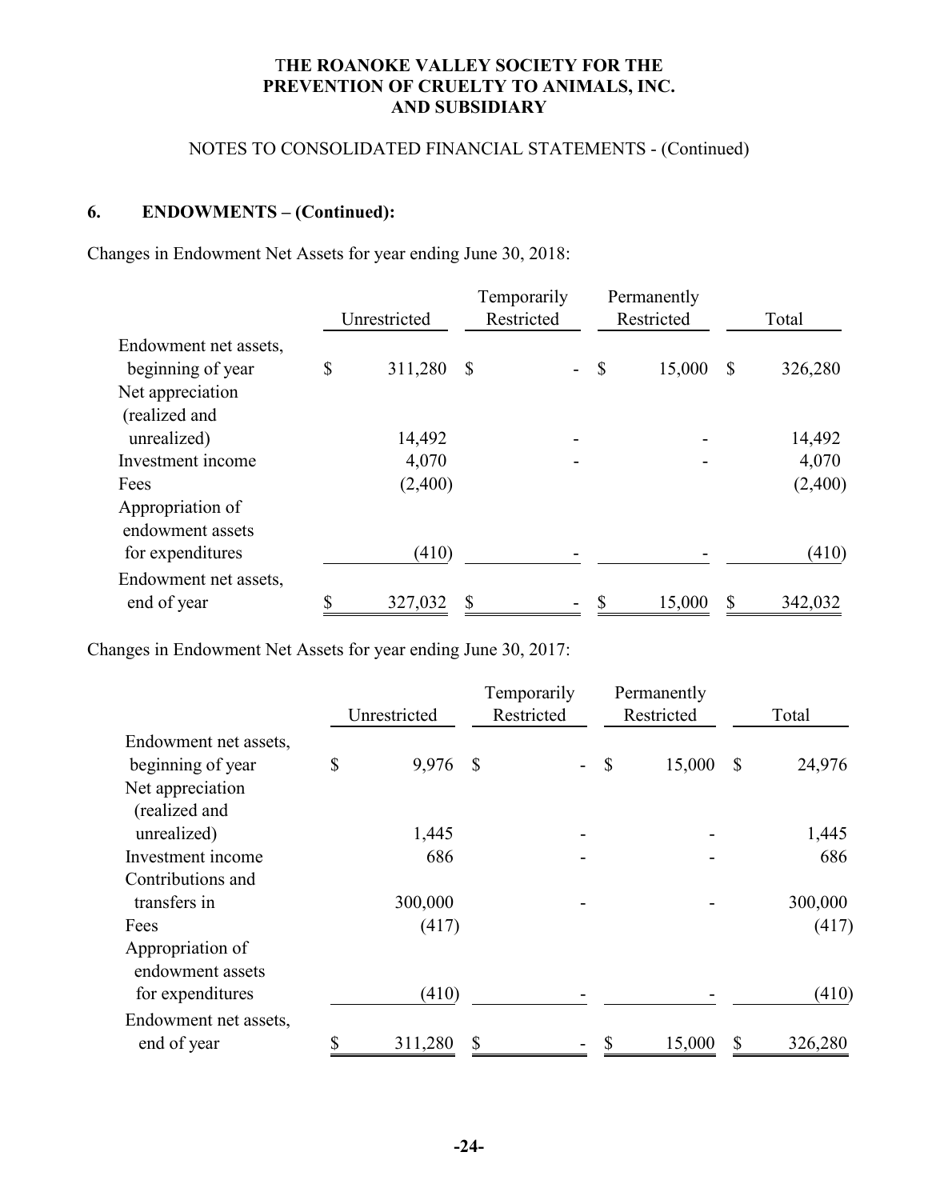# THE ROANOKE VALLEY SOCIETY FOR THE PREVENTION OF CRUELTY TO ANIMALS, INC. AND SUBSIDIARY

## NOTES TO CONSOLIDATED FINANCIAL STATEMENTS - (Continued)

### 6. ENDOWMENTS – (Continued):

Changes in Endowment Net Assets for year ending June 30, 2018:

| | Unrestricted | Temporarily Restricted | Permanently Restricted | Total |
|---|---|---|---|---|
| Endowment net assets, beginning of year | $ 311,280 | $ - | $ 15,000 | $ 326,280 |
| Net appreciation (realized and unrealized) | 14,492 | - | - | 14,492 |
| Investment income | 4,070 | - | - | 4,070 |
| Fees | (2,400) | | | (2,400) |
| Appropriation of endowment assets for expenditures | (410) | - | - | (410) |
| Endowment net assets, end of year | $ 327,032 | $ - | $ 15,000 | $ 342,032 |

Changes in Endowment Net Assets for year ending June 30, 2017:

| | Unrestricted | Temporarily Restricted | Permanently Restricted | Total |
|---|---|---|---|---|
| Endowment net assets, beginning of year | $ 9,976 | $ - | $ 15,000 | $ 24,976 |
| Net appreciation (realized and unrealized) | 1,445 | - | - | 1,445 |
| Investment income | 686 | - | - | 686 |
| Contributions and transfers in | 300,000 | - | - | 300,000 |
| Fees | (417) | | | (417) |
| Appropriation of endowment assets for expenditures | (410) | - | - | (410) |
| Endowment net assets, end of year | $ 311,280 | $ - | $ 15,000 | $ 326,280 |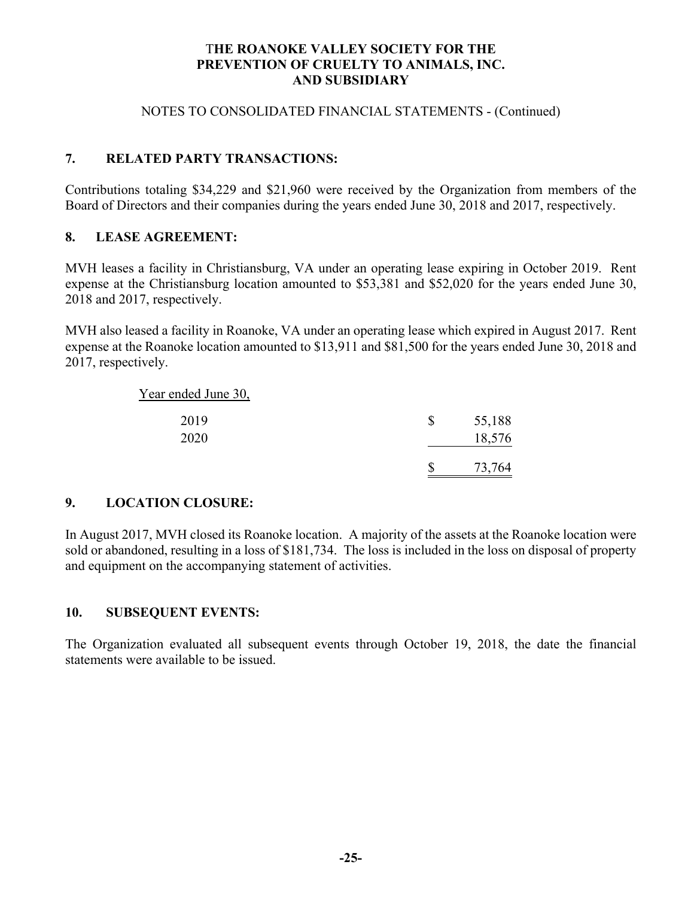# THE ROANOKE VALLEY SOCIETY FOR THE PREVENTION OF CRUELTY TO ANIMALS, INC. AND SUBSIDIARY

NOTES TO CONSOLIDATED FINANCIAL STATEMENTS - (Continued)

## 7. RELATED PARTY TRANSACTIONS:

Contributions totaling $34,229 and $21,960 were received by the Organization from members of the Board of Directors and their companies during the years ended June 30, 2018 and 2017, respectively.

## 8. LEASE AGREEMENT:

MVH leases a facility in Christiansburg, VA under an operating lease expiring in October 2019. Rent expense at the Christiansburg location amounted to $53,381 and $52,020 for the years ended June 30, 2018 and 2017, respectively.

MVH also leased a facility in Roanoke, VA under an operating lease which expired in August 2017. Rent expense at the Roanoke location amounted to $13,911 and $81,500 for the years ended June 30, 2018 and 2017, respectively.

| Year ended June 30, | |
|---|---|
| 2019 | $ 55,188 |
| 2020 | 18,576 |
| | $ 73,764 |

## 9. LOCATION CLOSURE:

In August 2017, MVH closed its Roanoke location. A majority of the assets at the Roanoke location were sold or abandoned, resulting in a loss of $181,734. The loss is included in the loss on disposal of property and equipment on the accompanying statement of activities.

## 10. SUBSEQUENT EVENTS:

The Organization evaluated all subsequent events through October 19, 2018, the date the financial statements were available to be issued.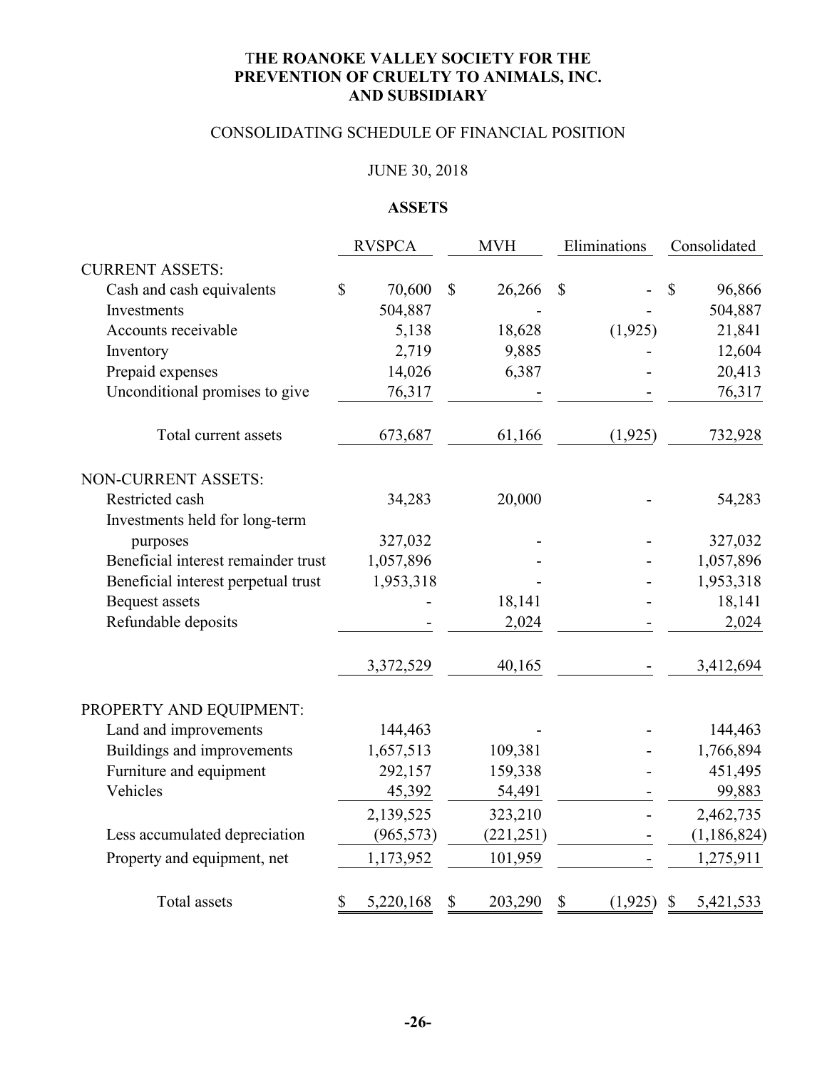**THE ROANOKE VALLEY SOCIETY FOR THE PREVENTION OF CRUELTY TO ANIMALS, INC. AND SUBSIDIARY**

CONSOLIDATING SCHEDULE OF FINANCIAL POSITION

JUNE 30, 2018

**ASSETS**

| | RVSPCA | MVH | Eliminations | Consolidated |
|---|---|---|---|---|
| CURRENT ASSETS: | | | | |
| Cash and cash equivalents | $ 70,600 | $ 26,266 | $ - | $ 96,866 |
| Investments | 504,887 | - | - | 504,887 |
| Accounts receivable | 5,138 | 18,628 | (1,925) | 21,841 |
| Inventory | 2,719 | 9,885 | - | 12,604 |
| Prepaid expenses | 14,026 | 6,387 | - | 20,413 |
| Unconditional promises to give | 76,317 | - | - | 76,317 |
| Total current assets | 673,687 | 61,166 | (1,925) | 732,928 |
| NON-CURRENT ASSETS: | | | | |
| Restricted cash | 34,283 | 20,000 | - | 54,283 |
| Investments held for long-term purposes | 327,032 | - | - | 327,032 |
| Beneficial interest remainder trust | 1,057,896 | - | - | 1,057,896 |
| Beneficial interest perpetual trust | 1,953,318 | - | - | 1,953,318 |
| Bequest assets | - | 18,141 | - | 18,141 |
| Refundable deposits | - | 2,024 | - | 2,024 |
| | 3,372,529 | 40,165 | - | 3,412,694 |
| PROPERTY AND EQUIPMENT: | | | | |
| Land and improvements | 144,463 | - | - | 144,463 |
| Buildings and improvements | 1,657,513 | 109,381 | - | 1,766,894 |
| Furniture and equipment | 292,157 | 159,338 | - | 451,495 |
| Vehicles | 45,392 | 54,491 | - | 99,883 |
| | 2,139,525 | 323,210 | - | 2,462,735 |
| Less accumulated depreciation | (965,573) | (221,251) | - | (1,186,824) |
| Property and equipment, net | 1,173,952 | 101,959 | - | 1,275,911 |
| Total assets | $ 5,220,168 | $ 203,290 | $ (1,925) | $ 5,421,533 |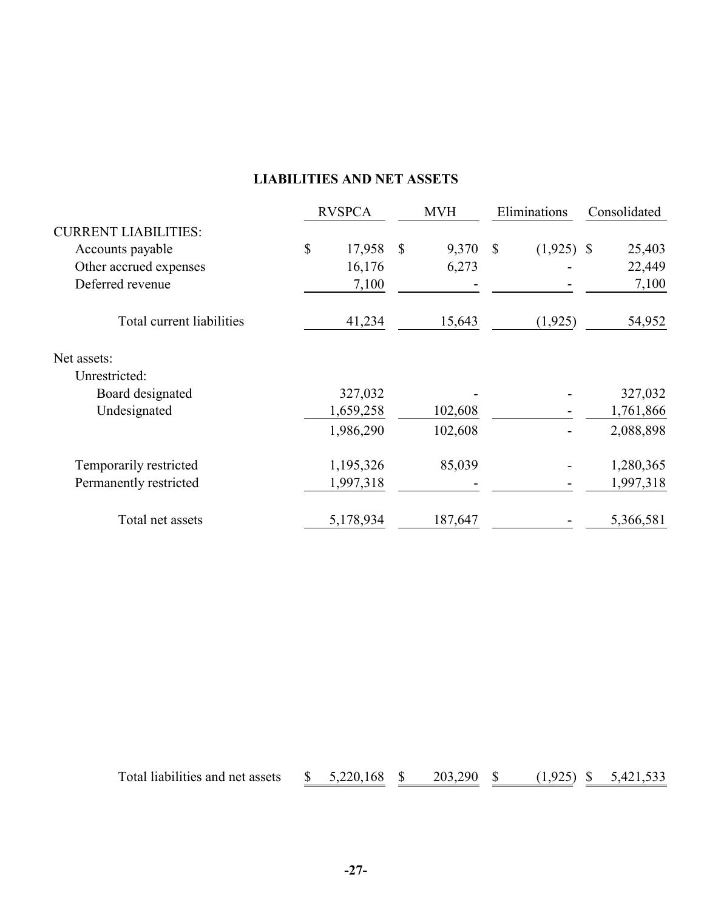## LIABILITIES AND NET ASSETS

| | RVSPCA | MVH | Eliminations | Consolidated |
|---|---|---|---|---|
| CURRENT LIABILITIES: | | | | |
| Accounts payable | $ 17,958 | $ 9,370 | $ (1,925) | $ 25,403 |
| Other accrued expenses | 16,176 | 6,273 | - | 22,449 |
| Deferred revenue | 7,100 | - | - | 7,100 |
| Total current liabilities | 41,234 | 15,643 | (1,925) | 54,952 |
| Net assets: | | | | |
| Unrestricted: | | | | |
| Board designated | 327,032 | - | - | 327,032 |
| Undesignated | 1,659,258 | 102,608 | - | 1,761,866 |
| | 1,986,290 | 102,608 | - | 2,088,898 |
| Temporarily restricted | 1,195,326 | 85,039 | - | 1,280,365 |
| Permanently restricted | 1,997,318 | - | - | 1,997,318 |
| Total net assets | 5,178,934 | 187,647 | - | 5,366,581 |
| Total liabilities and net assets | $ 5,220,168 | $ 203,290 | $ (1,925) | $ 5,421,533 |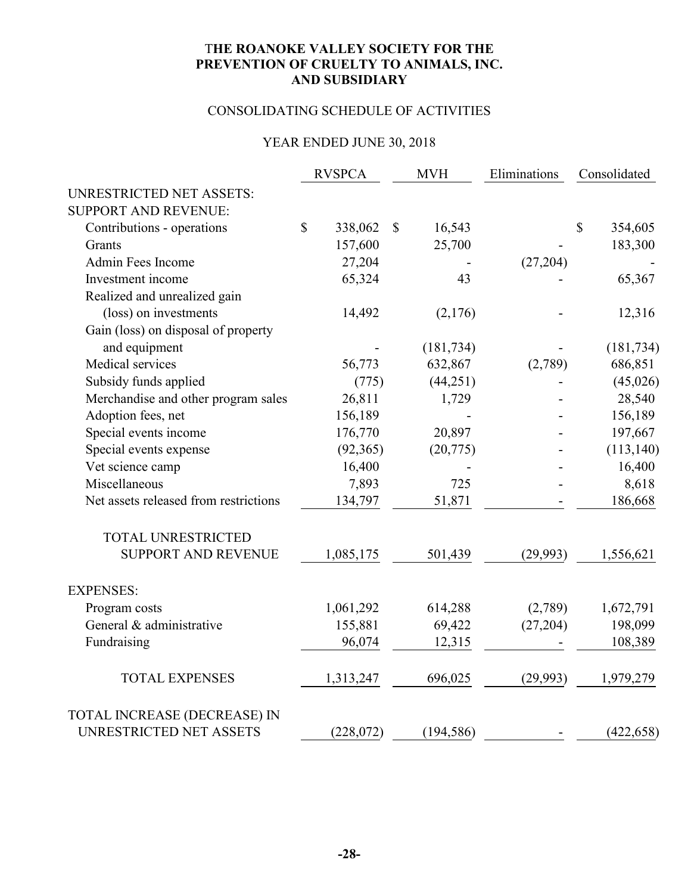# THE ROANOKE VALLEY SOCIETY FOR THE PREVENTION OF CRUELTY TO ANIMALS, INC. AND SUBSIDIARY

## CONSOLIDATING SCHEDULE OF ACTIVITIES

### YEAR ENDED JUNE 30, 2018

| | RVSPCA | MVH | Eliminations | Consolidated |
|---|---|---|---|---|
| UNRESTRICTED NET ASSETS: | | | | |
| SUPPORT AND REVENUE: | | | | |
| Contributions - operations | $ 338,062 | $ 16,543 | | $ 354,605 |
| Grants | 157,600 | 25,700 | - | 183,300 |
| Admin Fees Income | 27,204 | - | (27,204) | - |
| Investment income | 65,324 | 43 | - | 65,367 |
| Realized and unrealized gain (loss) on investments | 14,492 | (2,176) | - | 12,316 |
| Gain (loss) on disposal of property and equipment | - | (181,734) | - | (181,734) |
| Medical services | 56,773 | 632,867 | (2,789) | 686,851 |
| Subsidy funds applied | (775) | (44,251) | - | (45,026) |
| Merchandise and other program sales | 26,811 | 1,729 | - | 28,540 |
| Adoption fees, net | 156,189 | - | - | 156,189 |
| Special events income | 176,770 | 20,897 | - | 197,667 |
| Special events expense | (92,365) | (20,775) | - | (113,140) |
| Vet science camp | 16,400 | - | - | 16,400 |
| Miscellaneous | 7,893 | 725 | - | 8,618 |
| Net assets released from restrictions | 134,797 | 51,871 | - | 186,668 |
| TOTAL UNRESTRICTED SUPPORT AND REVENUE | 1,085,175 | 501,439 | (29,993) | 1,556,621 |
| EXPENSES: | | | | |
| Program costs | 1,061,292 | 614,288 | (2,789) | 1,672,791 |
| General & administrative | 155,881 | 69,422 | (27,204) | 198,099 |
| Fundraising | 96,074 | 12,315 | - | 108,389 |
| TOTAL EXPENSES | 1,313,247 | 696,025 | (29,993) | 1,979,279 |
| TOTAL INCREASE (DECREASE) IN UNRESTRICTED NET ASSETS | (228,072) | (194,586) | - | (422,658) |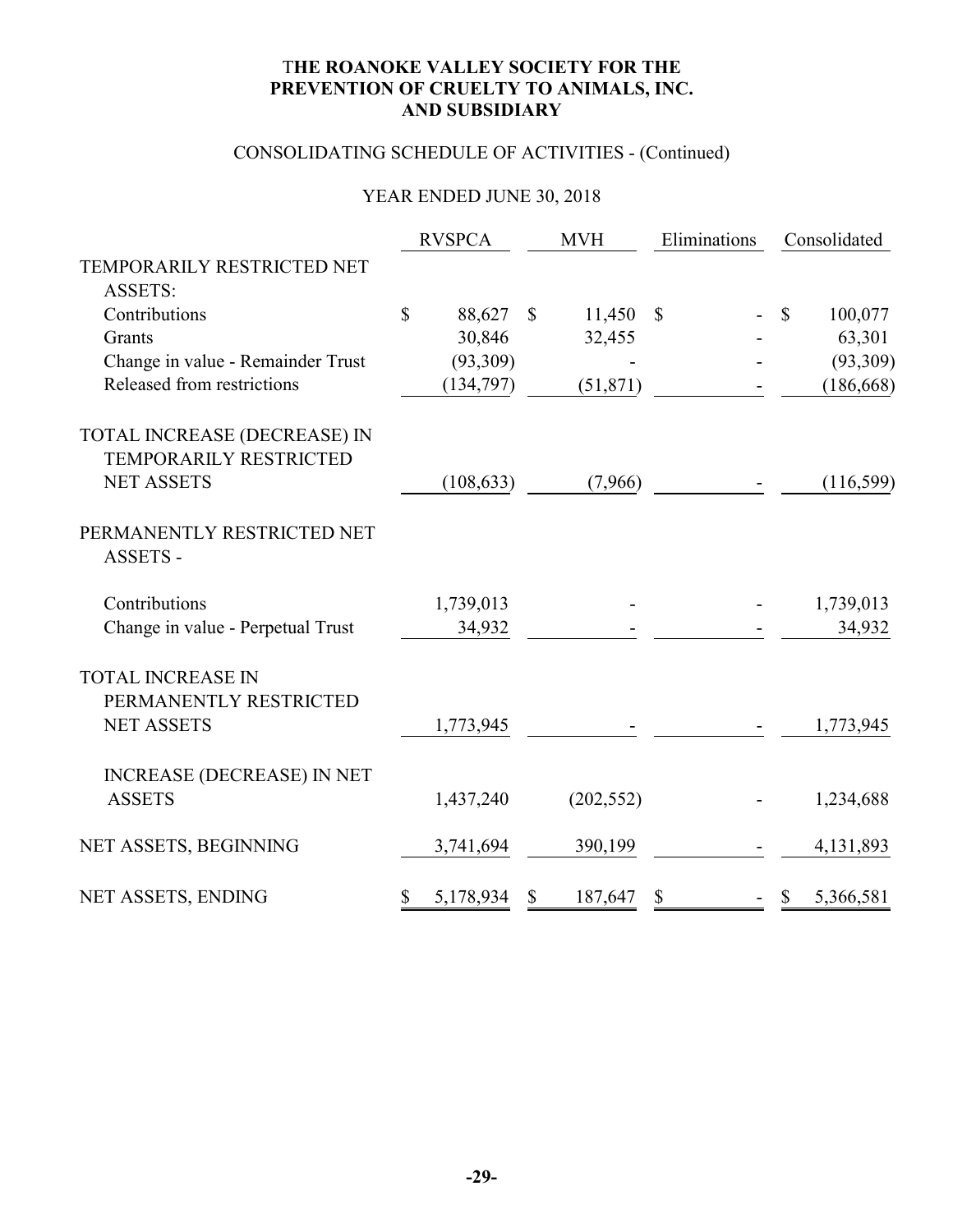# THE ROANOKE VALLEY SOCIETY FOR THE PREVENTION OF CRUELTY TO ANIMALS, INC. AND SUBSIDIARY

## CONSOLIDATING SCHEDULE OF ACTIVITIES - (Continued)

## YEAR ENDED JUNE 30, 2018

| | RVSPCA | MVH | Eliminations | Consolidated |
|---|---|---|---|---|
| TEMPORARILY RESTRICTED NET ASSETS: | | | | |
| Contributions | $ 88,627 | $ 11,450 | $ - | $ 100,077 |
| Grants | 30,846 | 32,455 | - | 63,301 |
| Change in value - Remainder Trust | (93,309) | - | - | (93,309) |
| Released from restrictions | (134,797) | (51,871) | - | (186,668) |
| TOTAL INCREASE (DECREASE) IN TEMPORARILY RESTRICTED NET ASSETS | (108,633) | (7,966) | - | (116,599) |
| PERMANENTLY RESTRICTED NET ASSETS - | | | | |
| Contributions | 1,739,013 | - | - | 1,739,013 |
| Change in value - Perpetual Trust | 34,932 | - | - | 34,932 |
| TOTAL INCREASE IN PERMANENTLY RESTRICTED NET ASSETS | 1,773,945 | - | - | 1,773,945 |
| INCREASE (DECREASE) IN NET ASSETS | 1,437,240 | (202,552) | - | 1,234,688 |
| NET ASSETS, BEGINNING | 3,741,694 | 390,199 | - | 4,131,893 |
| NET ASSETS, ENDING | $ 5,178,934 | $ 187,647 | $ - | $ 5,366,581 |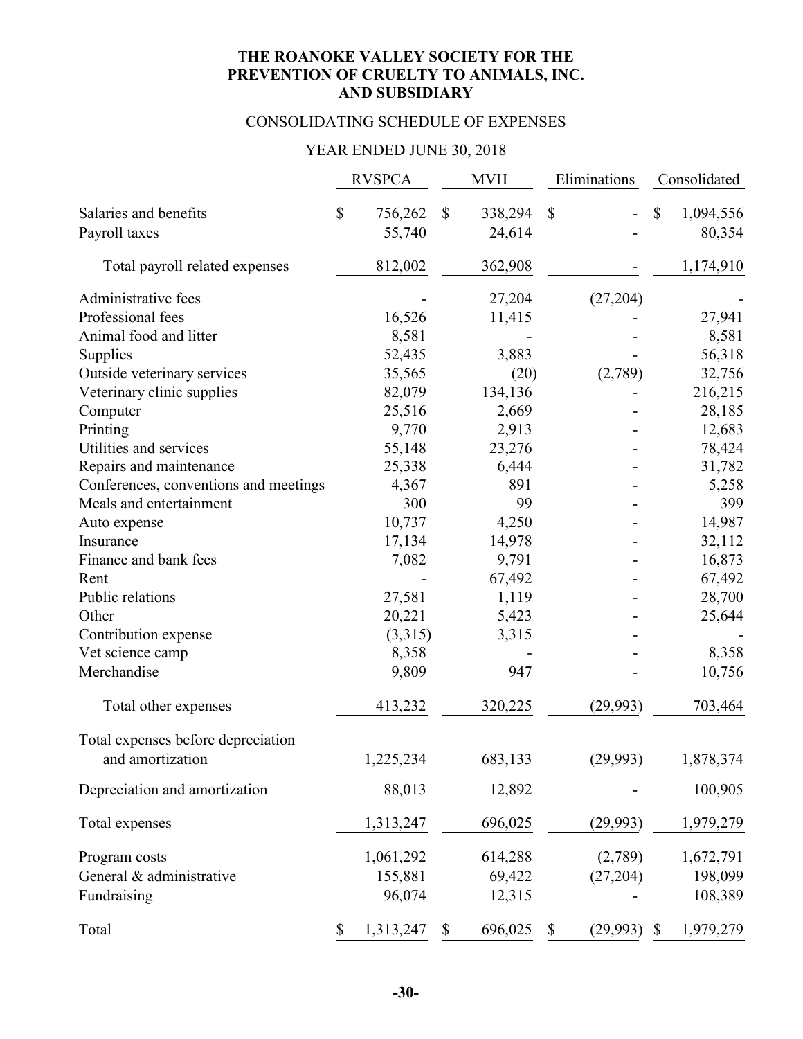# THE ROANOKE VALLEY SOCIETY FOR THE PREVENTION OF CRUELTY TO ANIMALS, INC. AND SUBSIDIARY

## CONSOLIDATING SCHEDULE OF EXPENSES

### YEAR ENDED JUNE 30, 2018

| | RVSPCA | MVH | Eliminations | Consolidated |
|---|---|---|---|---|
| Salaries and benefits | $ 756,262 | $ 338,294 | $ - | $ 1,094,556 |
| Payroll taxes | 55,740 | 24,614 | - | 80,354 |
| Total payroll related expenses | 812,002 | 362,908 | - | 1,174,910 |
| Administrative fees | - | 27,204 | (27,204) | - |
| Professional fees | 16,526 | 11,415 | - | 27,941 |
| Animal food and litter | 8,581 | - | - | 8,581 |
| Supplies | 52,435 | 3,883 | - | 56,318 |
| Outside veterinary services | 35,565 | (20) | (2,789) | 32,756 |
| Veterinary clinic supplies | 82,079 | 134,136 | - | 216,215 |
| Computer | 25,516 | 2,669 | - | 28,185 |
| Printing | 9,770 | 2,913 | - | 12,683 |
| Utilities and services | 55,148 | 23,276 | - | 78,424 |
| Repairs and maintenance | 25,338 | 6,444 | - | 31,782 |
| Conferences, conventions and meetings | 4,367 | 891 | - | 5,258 |
| Meals and entertainment | 300 | 99 | - | 399 |
| Auto expense | 10,737 | 4,250 | - | 14,987 |
| Insurance | 17,134 | 14,978 | - | 32,112 |
| Finance and bank fees | 7,082 | 9,791 | - | 16,873 |
| Rent | - | 67,492 | - | 67,492 |
| Public relations | 27,581 | 1,119 | - | 28,700 |
| Other | 20,221 | 5,423 | - | 25,644 |
| Contribution expense | (3,315) | 3,315 | - | - |
| Vet science camp | 8,358 | - | - | 8,358 |
| Merchandise | 9,809 | 947 | - | 10,756 |
| Total other expenses | 413,232 | 320,225 | (29,993) | 703,464 |
| Total expenses before depreciation and amortization | 1,225,234 | 683,133 | (29,993) | 1,878,374 |
| Depreciation and amortization | 88,013 | 12,892 | - | 100,905 |
| Total expenses | 1,313,247 | 696,025 | (29,993) | 1,979,279 |
| Program costs | 1,061,292 | 614,288 | (2,789) | 1,672,791 |
| General & administrative | 155,881 | 69,422 | (27,204) | 198,099 |
| Fundraising | 96,074 | 12,315 | - | 108,389 |
| Total | $ 1,313,247 | $ 696,025 | $ (29,993) | $ 1,979,279 |